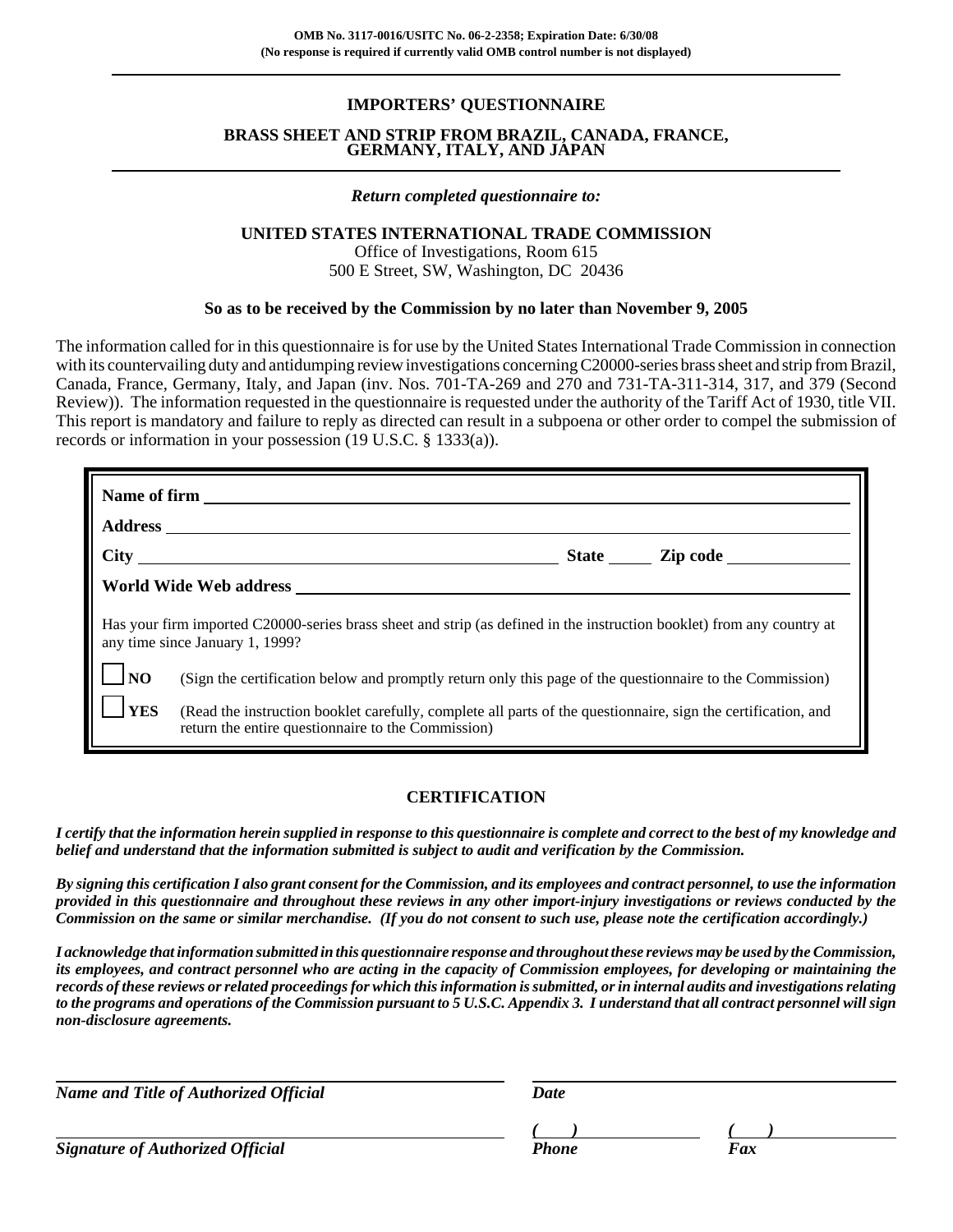**OMB No. 3117-0016/USITC No. 06-2-2358; Expiration Date: 6/30/08**
**(No response is required if currently valid OMB control number is not displayed)**

---

# IMPORTERS' QUESTIONNAIRE

## BRASS SHEET AND STRIP FROM BRAZIL, CANADA, FRANCE, GERMANY, ITALY, AND JAPAN

---

***Return completed questionnaire to:***

**UNITED STATES INTERNATIONAL TRADE COMMISSION**
Office of Investigations, Room 615
500 E Street, SW, Washington, DC 20436

**So as to be received by the Commission by no later than November 9, 2005**

The information called for in this questionnaire is for use by the United States International Trade Commission in connection with its countervailing duty and antidumping review investigations concerning C20000-series brass sheet and strip from Brazil, Canada, France, Germany, Italy, and Japan (inv. Nos. 701-TA-269 and 270 and 731-TA-311-314, 317, and 379 (Second Review)). The information requested in the questionnaire is requested under the authority of the Tariff Act of 1930, title VII. This report is mandatory and failure to reply as directed can result in a subpoena or other order to compel the submission of records or information in your possession (19 U.S.C. § 1333(a)).

**Name of firm** ______________________________

**Address** ______________________________

**City** ______________________ **State** _____ **Zip code** __________

**World Wide Web address** ______________________________

Has your firm imported C20000-series brass sheet and strip (as defined in the instruction booklet) from any country at any time since January 1, 1999?

☐ **NO** (Sign the certification below and promptly return only this page of the questionnaire to the Commission)

☐ **YES** (Read the instruction booklet carefully, complete all parts of the questionnaire, sign the certification, and return the entire questionnaire to the Commission)

## CERTIFICATION

***I certify that the information herein supplied in response to this questionnaire is complete and correct to the best of my knowledge and belief and understand that the information submitted is subject to audit and verification by the Commission.***

***By signing this certification I also grant consent for the Commission, and its employees and contract personnel, to use the information provided in this questionnaire and throughout these reviews in any other import-injury investigations or reviews conducted by the Commission on the same or similar merchandise. (If you do not consent to such use, please note the certification accordingly.)***

***I acknowledge that information submitted in this questionnaire response and throughout these reviews may be used by the Commission, its employees, and contract personnel who are acting in the capacity of Commission employees, for developing or maintaining the records of these reviews or related proceedings for which this information is submitted, or in internal audits and investigations relating to the programs and operations of the Commission pursuant to 5 U.S.C. Appendix 3. I understand that all contract personnel will sign non-disclosure agreements.***

______________________________ ______________________________
***Name and Title of Authorized Official*** ***Date***

______________________________ ***(   )*** __________ ***(   )*** __________
***Signature of Authorized Official*** ***Phone*** ***Fax***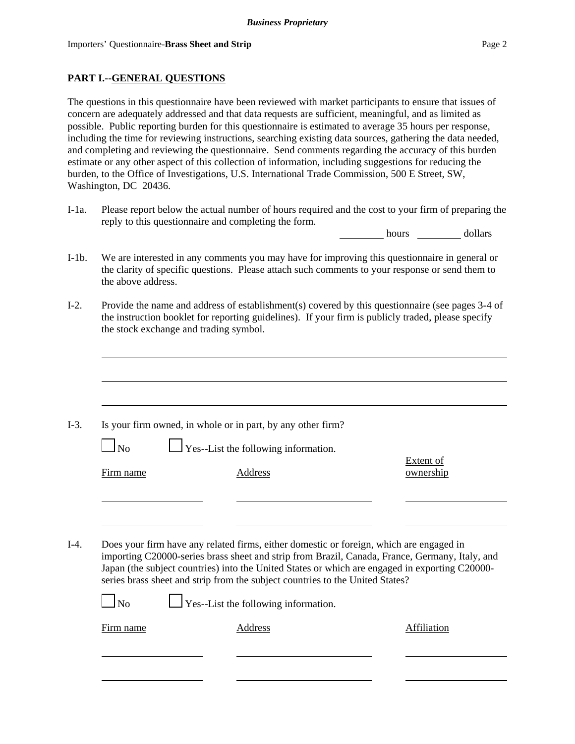## PART I.--GENERAL QUESTIONS

The questions in this questionnaire have been reviewed with market participants to ensure that issues of concern are adequately addressed and that data requests are sufficient, meaningful, and as limited as possible. Public reporting burden for this questionnaire is estimated to average 35 hours per response, including the time for reviewing instructions, searching existing data sources, gathering the data needed, and completing and reviewing the questionnaire. Send comments regarding the accuracy of this burden estimate or any other aspect of this collection of information, including suggestions for reducing the burden, to the Office of Investigations, U.S. International Trade Commission, 500 E Street, SW, Washington, DC 20436.

I-1a. Please report below the actual number of hours required and the cost to your firm of preparing the reply to this questionnaire and completing the form.

________ hours ________ dollars

I-1b. We are interested in any comments you may have for improving this questionnaire in general or the clarity of specific questions. Please attach such comments to your response or send them to the above address.

I-2. Provide the name and address of establishment(s) covered by this questionnaire (see pages 3-4 of the instruction booklet for reporting guidelines). If your firm is publicly traded, please specify the stock exchange and trading symbol.

______________________________________________________________________

______________________________________________________________________

______________________________________________________________________

I-3. Is your firm owned, in whole or in part, by any other firm?

☐ No ☐ Yes--List the following information.

| Firm name | Address | Extent of ownership |
|---|---|---|
| | | |
| | | |

I-4. Does your firm have any related firms, either domestic or foreign, which are engaged in importing C20000-series brass sheet and strip from Brazil, Canada, France, Germany, Italy, and Japan (the subject countries) into the United States or which are engaged in exporting C20000-series brass sheet and strip from the subject countries to the United States?

☐ No ☐ Yes--List the following information.

| Firm name | Address | Affiliation |
|---|---|---|
| | | |
| | | |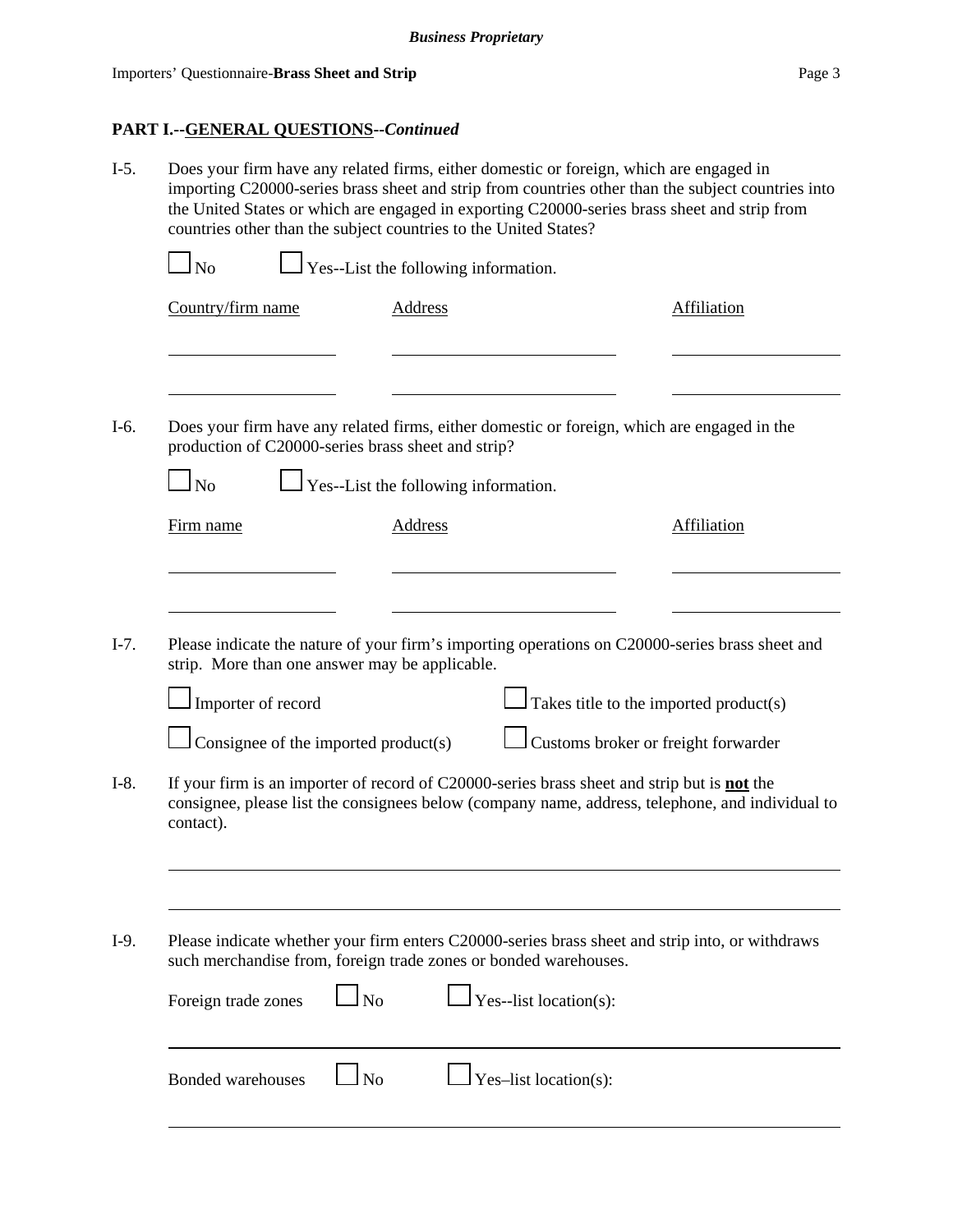## PART I.--GENERAL QUESTIONS--*Continued*

I-5. Does your firm have any related firms, either domestic or foreign, which are engaged in importing C20000-series brass sheet and strip from countries other than the subject countries into the United States or which are engaged in exporting C20000-series brass sheet and strip from countries other than the subject countries to the United States?

☐ No ☐ Yes--List the following information.

| Country/firm name | Address | Affiliation |
|---|---|---|
| | | |
| | | |

I-6. Does your firm have any related firms, either domestic or foreign, which are engaged in the production of C20000-series brass sheet and strip?

☐ No ☐ Yes--List the following information.

| Firm name | Address | Affiliation |
|---|---|---|
| | | |
| | | |

I-7. Please indicate the nature of your firm's importing operations on C20000-series brass sheet and strip. More than one answer may be applicable.

☐ Importer of record ☐ Takes title to the imported product(s)

☐ Consignee of the imported product(s) ☐ Customs broker or freight forwarder

I-8. If your firm is an importer of record of C20000-series brass sheet and strip but is **not** the consignee, please list the consignees below (company name, address, telephone, and individual to contact).

\_\_\_\_\_\_\_\_\_\_\_\_\_\_\_\_\_\_\_\_\_\_\_\_\_\_\_\_\_\_\_\_\_\_\_\_\_\_\_\_\_\_\_\_\_\_\_\_\_\_\_\_\_\_\_\_

\_\_\_\_\_\_\_\_\_\_\_\_\_\_\_\_\_\_\_\_\_\_\_\_\_\_\_\_\_\_\_\_\_\_\_\_\_\_\_\_\_\_\_\_\_\_\_\_\_\_\_\_\_\_\_\_

I-9. Please indicate whether your firm enters C20000-series brass sheet and strip into, or withdraws such merchandise from, foreign trade zones or bonded warehouses.

Foreign trade zones ☐ No ☐ Yes--list location(s):

\_\_\_\_\_\_\_\_\_\_\_\_\_\_\_\_\_\_\_\_\_\_\_\_\_\_\_\_\_\_\_\_\_\_\_\_\_\_\_\_\_\_\_\_\_\_\_\_\_\_\_\_\_\_\_\_

Bonded warehouses ☐ No ☐ Yes–list location(s):

\_\_\_\_\_\_\_\_\_\_\_\_\_\_\_\_\_\_\_\_\_\_\_\_\_\_\_\_\_\_\_\_\_\_\_\_\_\_\_\_\_\_\_\_\_\_\_\_\_\_\_\_\_\_\_\_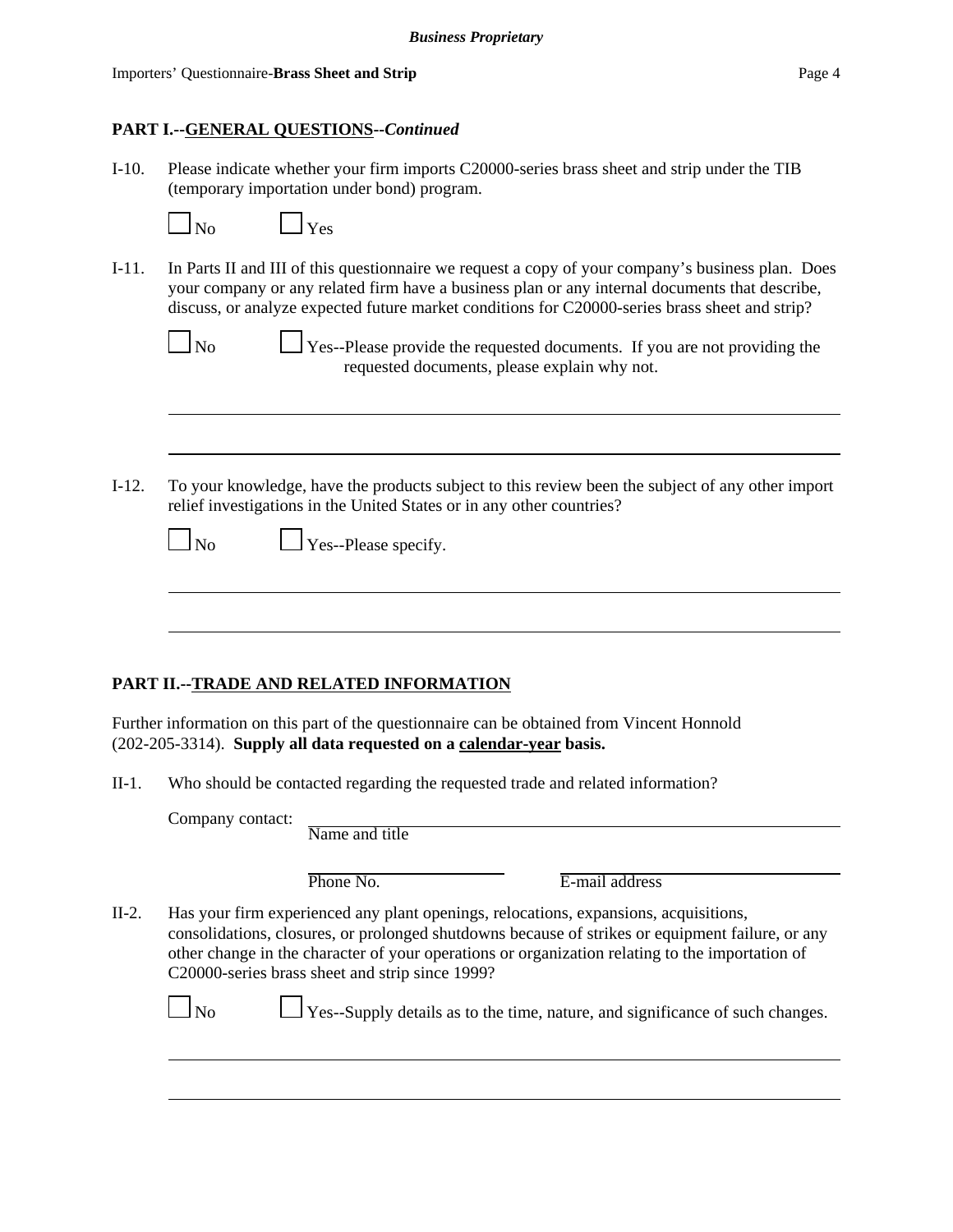**PART I.--GENERAL QUESTIONS--*Continued***

I-10. Please indicate whether your firm imports C20000-series brass sheet and strip under the TIB (temporary importation under bond) program.

☐ No ☐ Yes

I-11. In Parts II and III of this questionnaire we request a copy of your company's business plan. Does your company or any related firm have a business plan or any internal documents that describe, discuss, or analyze expected future market conditions for C20000-series brass sheet and strip?

☐ No ☐ Yes--Please provide the requested documents. If you are not providing the requested documents, please explain why not.

______________________________________________________________________

______________________________________________________________________

I-12. To your knowledge, have the products subject to this review been the subject of any other import relief investigations in the United States or in any other countries?

☐ No ☐ Yes--Please specify.

______________________________________________________________________

______________________________________________________________________

**PART II.--TRADE AND RELATED INFORMATION**

Further information on this part of the questionnaire can be obtained from Vincent Honnold (202-205-3314). **Supply all data requested on a calendar-year basis.**

II-1. Who should be contacted regarding the requested trade and related information?

Company contact: ______________________________________________
Name and title

______________________ ______________________
Phone No. E-mail address

II-2. Has your firm experienced any plant openings, relocations, expansions, acquisitions, consolidations, closures, or prolonged shutdowns because of strikes or equipment failure, or any other change in the character of your operations or organization relating to the importation of C20000-series brass sheet and strip since 1999?

☐ No ☐ Yes--Supply details as to the time, nature, and significance of such changes.

______________________________________________________________________

______________________________________________________________________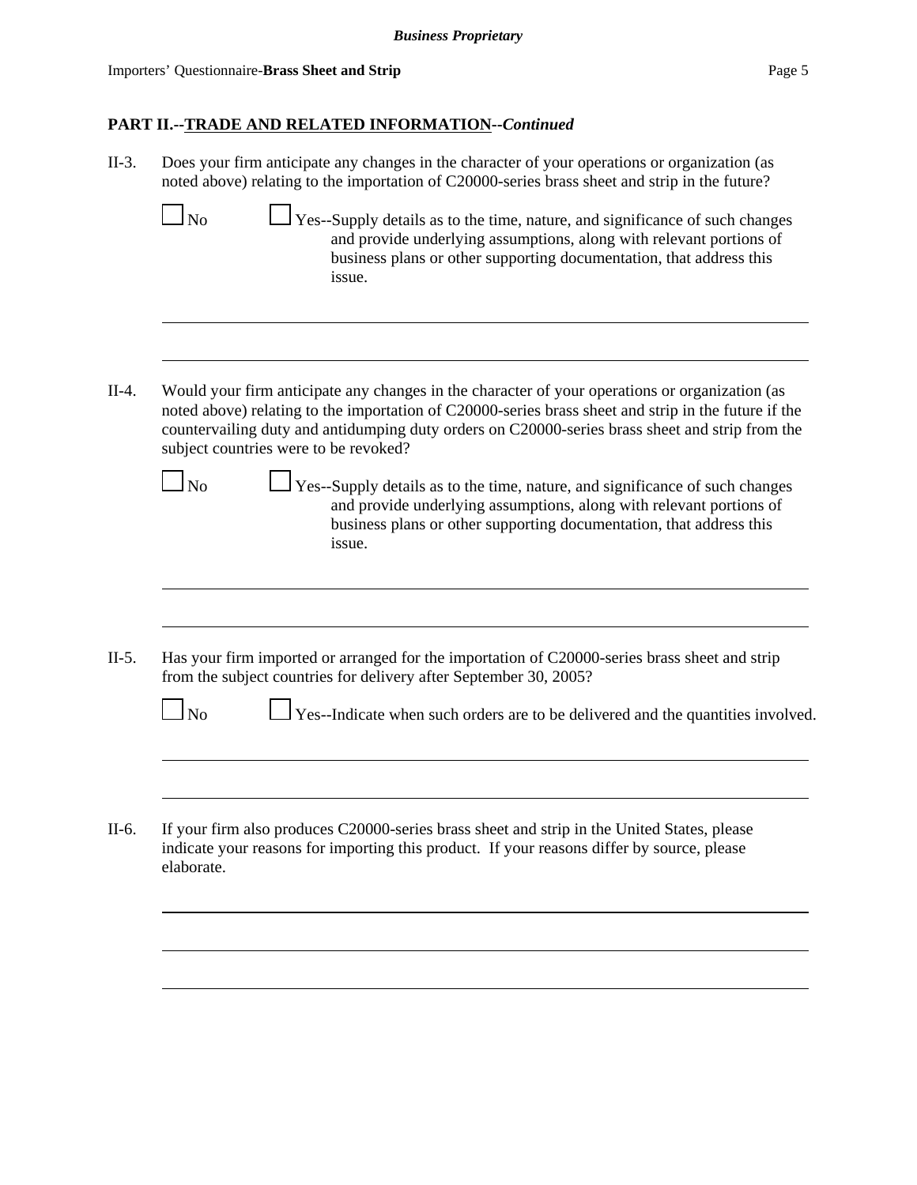## PART II.--TRADE AND RELATED INFORMATION--*Continued*

II-3. Does your firm anticipate any changes in the character of your operations or organization (as noted above) relating to the importation of C20000-series brass sheet and strip in the future?

☐ No ☐ Yes--Supply details as to the time, nature, and significance of such changes and provide underlying assumptions, along with relevant portions of business plans or other supporting documentation, that address this issue.

II-4. Would your firm anticipate any changes in the character of your operations or organization (as noted above) relating to the importation of C20000-series brass sheet and strip in the future if the countervailing duty and antidumping duty orders on C20000-series brass sheet and strip from the subject countries were to be revoked?

☐ No ☐ Yes--Supply details as to the time, nature, and significance of such changes and provide underlying assumptions, along with relevant portions of business plans or other supporting documentation, that address this issue.

II-5. Has your firm imported or arranged for the importation of C20000-series brass sheet and strip from the subject countries for delivery after September 30, 2005?

☐ No ☐ Yes--Indicate when such orders are to be delivered and the quantities involved.

II-6. If your firm also produces C20000-series brass sheet and strip in the United States, please indicate your reasons for importing this product. If your reasons differ by source, please elaborate.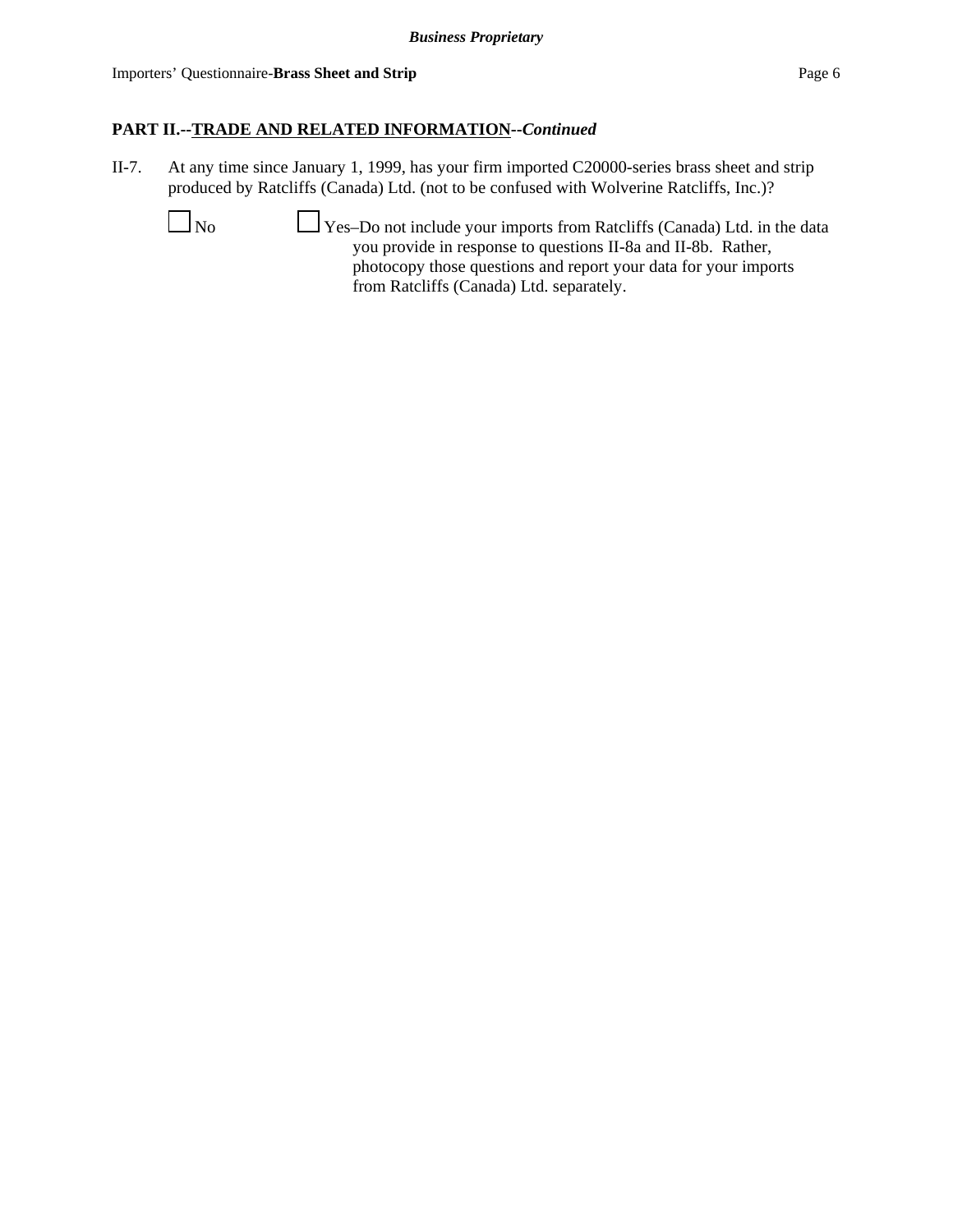## PART II.--TRADE AND RELATED INFORMATION--*Continued*

II-7. At any time since January 1, 1999, has your firm imported C20000-series brass sheet and strip produced by Ratcliffs (Canada) Ltd. (not to be confused with Wolverine Ratcliffs, Inc.)?

☐ No ☐ Yes–Do not include your imports from Ratcliffs (Canada) Ltd. in the data you provide in response to questions II-8a and II-8b. Rather, photocopy those questions and report your data for your imports from Ratcliffs (Canada) Ltd. separately.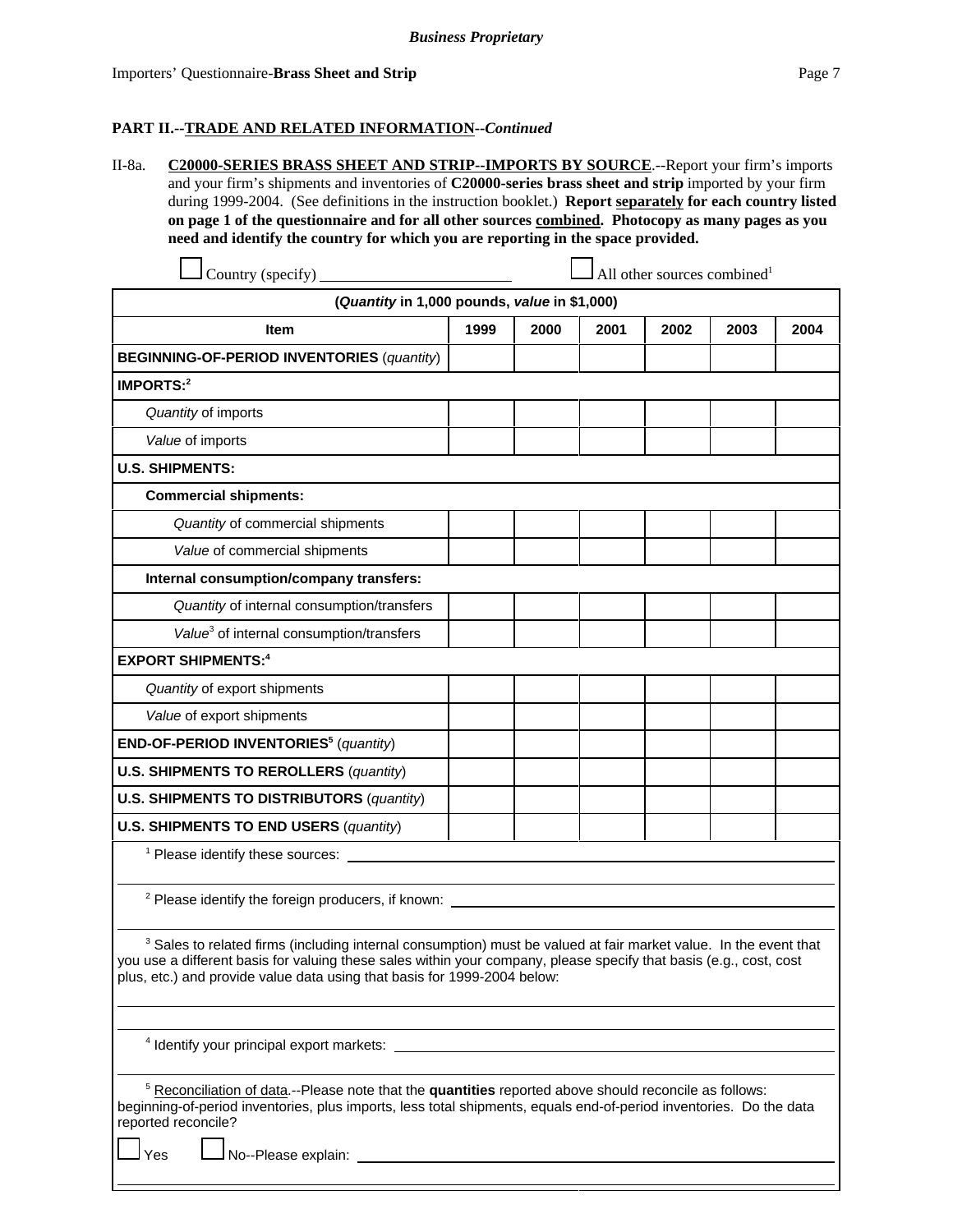**Business Proprietary**

Importers' Questionnaire-**Brass Sheet and Strip**

**PART II.--TRADE AND RELATED INFORMATION--*Continued***

II-8a. **C20000-SERIES BRASS SHEET AND STRIP--IMPORTS BY SOURCE**.--Report your firm's imports and your firm's shipments and inventories of **C20000-series brass sheet and strip** imported by your firm during 1999-2004. (See definitions in the instruction booklet.) **Report separately for each country listed on page 1 of the questionnaire and for all other sources combined. Photocopy as many pages as you need and identify the country for which you are reporting in the space provided.**

☐ Country (specify) ______________________ ☐ All other sources combined[1]

| (*Quantity* in 1,000 pounds, *value* in $1,000) | | | | | | |
|---|---|---|---|---|---|---|
| **Item** | **1999** | **2000** | **2001** | **2002** | **2003** | **2004** |
| **BEGINNING-OF-PERIOD INVENTORIES** (*quantity*) | | | | | | |
| **IMPORTS:**[2] | | | | | | |
| *Quantity* of imports | | | | | | |
| *Value* of imports | | | | | | |
| **U.S. SHIPMENTS:** | | | | | | |
| **Commercial shipments:** | | | | | | |
| *Quantity* of commercial shipments | | | | | | |
| *Value* of commercial shipments | | | | | | |
| **Internal consumption/company transfers:** | | | | | | |
| *Quantity* of internal consumption/transfers | | | | | | |
| *Value*[3] of internal consumption/transfers | | | | | | |
| **EXPORT SHIPMENTS:**[4] | | | | | | |
| *Quantity* of export shipments | | | | | | |
| *Value* of export shipments | | | | | | |
| **END-OF-PERIOD INVENTORIES**[5] (*quantity*) | | | | | | |
| **U.S. SHIPMENTS TO REROLLERS** (*quantity*) | | | | | | |
| **U.S. SHIPMENTS TO DISTRIBUTORS** (*quantity*) | | | | | | |
| **U.S. SHIPMENTS TO END USERS** (*quantity*) | | | | | | |

[1] Please identify these sources: ______________________

[2] Please identify the foreign producers, if known: ______________________

[3] Sales to related firms (including internal consumption) must be valued at fair market value. In the event that you use a different basis for valuing these sales within your company, please specify that basis (e.g., cost, cost plus, etc.) and provide value data using that basis for 1999-2004 below:

______________________

[4] Identify your principal export markets: ______________________

[5] Reconciliation of data.--Please note that the **quantities** reported above should reconcile as follows: beginning-of-period inventories, plus imports, less total shipments, equals end-of-period inventories. Do the data reported reconcile?

☐ Yes ☐ No--Please explain: ______________________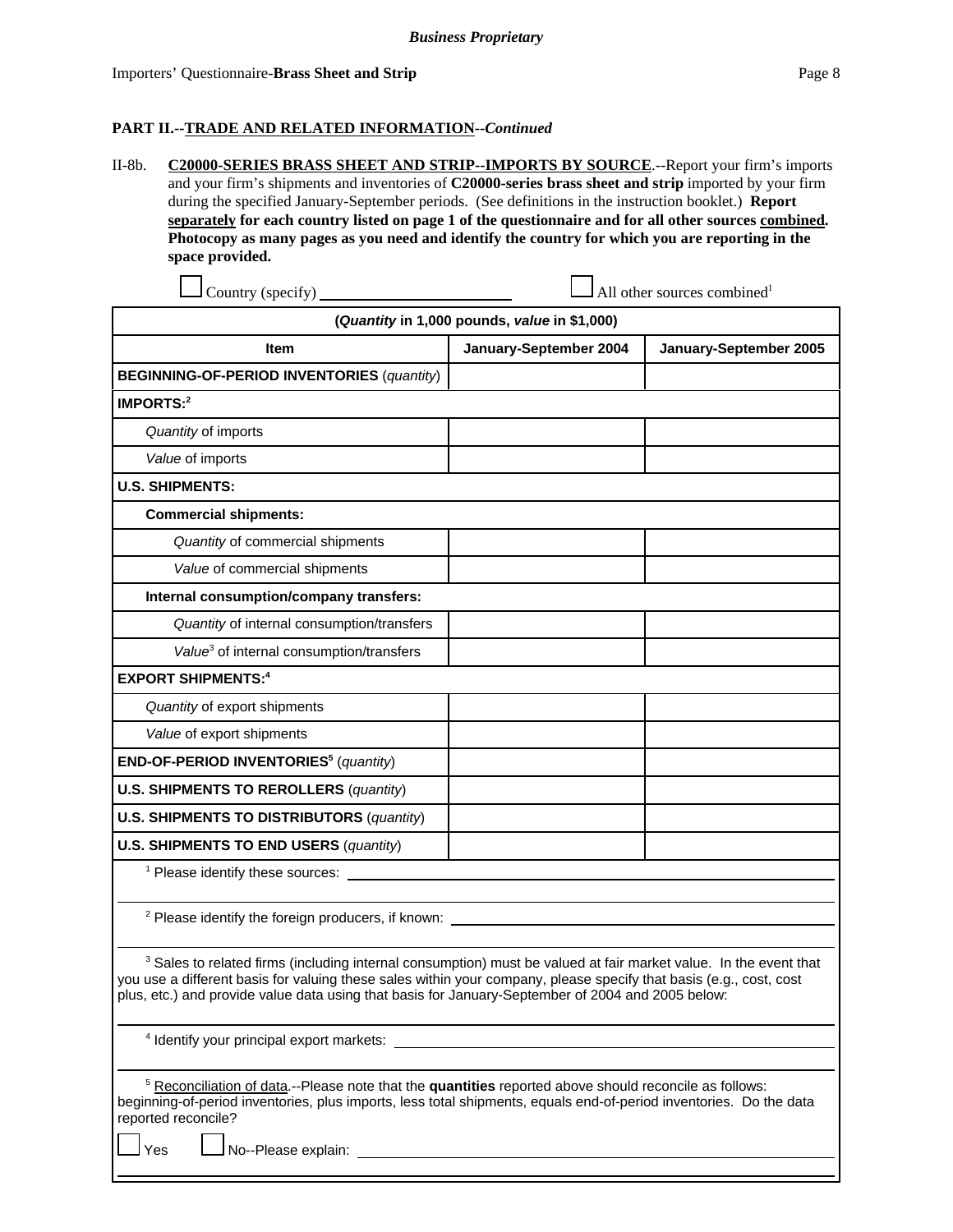**Business Proprietary**

## PART II.--TRADE AND RELATED INFORMATION--*Continued*

II-8b. **C20000-SERIES BRASS SHEET AND STRIP--IMPORTS BY SOURCE**.--Report your firm's imports and your firm's shipments and inventories of **C20000-series brass sheet and strip** imported by your firm during the specified January-September periods. (See definitions in the instruction booklet.) **Report separately for each country listed on page 1 of the questionnaire and for all other sources combined. Photocopy as many pages as you need and identify the country for which you are reporting in the space provided.**

☐ Country (specify) ________________ ☐ All other sources combined[1]

| (*Quantity* in 1,000 pounds, *value* in $1,000) | | |
|---|---|---|
| **Item** | **January-September 2004** | **January-September 2005** |
| **BEGINNING-OF-PERIOD INVENTORIES** (*quantity*) | | |
| **IMPORTS:**[2] | | |
| *Quantity* of imports | | |
| *Value* of imports | | |
| **U.S. SHIPMENTS:** | | |
| **Commercial shipments:** | | |
| *Quantity* of commercial shipments | | |
| *Value* of commercial shipments | | |
| **Internal consumption/company transfers:** | | |
| *Quantity* of internal consumption/transfers | | |
| *Value*[3] of internal consumption/transfers | | |
| **EXPORT SHIPMENTS:**[4] | | |
| *Quantity* of export shipments | | |
| *Value* of export shipments | | |
| **END-OF-PERIOD INVENTORIES**[5] (*quantity*) | | |
| **U.S. SHIPMENTS TO REROLLERS** (*quantity*) | | |
| **U.S. SHIPMENTS TO DISTRIBUTORS** (*quantity*) | | |
| **U.S. SHIPMENTS TO END USERS** (*quantity*) | | |

[1] Please identify these sources: ________________

[2] Please identify the foreign producers, if known: ________________

[3] Sales to related firms (including internal consumption) must be valued at fair market value. In the event that you use a different basis for valuing these sales within your company, please specify that basis (e.g., cost, cost plus, etc.) and provide value data using that basis for January-September of 2004 and 2005 below:

________________

[4] Identify your principal export markets: ________________

[5] Reconciliation of data.--Please note that the **quantities** reported above should reconcile as follows: beginning-of-period inventories, plus imports, less total shipments, equals end-of-period inventories. Do the data reported reconcile?

☐ Yes ☐ No--Please explain: ________________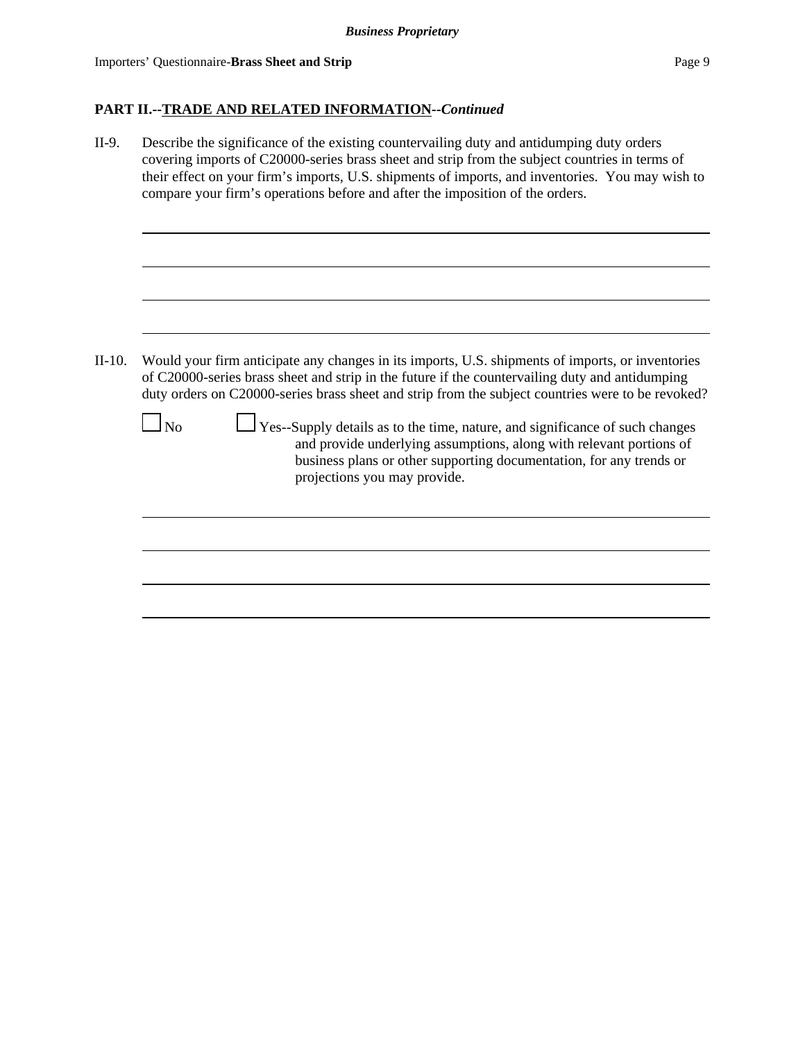## PART II.--TRADE AND RELATED INFORMATION--*Continued*

II-9. Describe the significance of the existing countervailing duty and antidumping duty orders covering imports of C20000-series brass sheet and strip from the subject countries in terms of their effect on your firm's imports, U.S. shipments of imports, and inventories. You may wish to compare your firm's operations before and after the imposition of the orders.

______________________________________________________________________

______________________________________________________________________

______________________________________________________________________

______________________________________________________________________

II-10. Would your firm anticipate any changes in its imports, U.S. shipments of imports, or inventories of C20000-series brass sheet and strip in the future if the countervailing duty and antidumping duty orders on C20000-series brass sheet and strip from the subject countries were to be revoked?

☐ No ☐ Yes--Supply details as to the time, nature, and significance of such changes and provide underlying assumptions, along with relevant portions of business plans or other supporting documentation, for any trends or projections you may provide.

______________________________________________________________________

______________________________________________________________________

______________________________________________________________________

______________________________________________________________________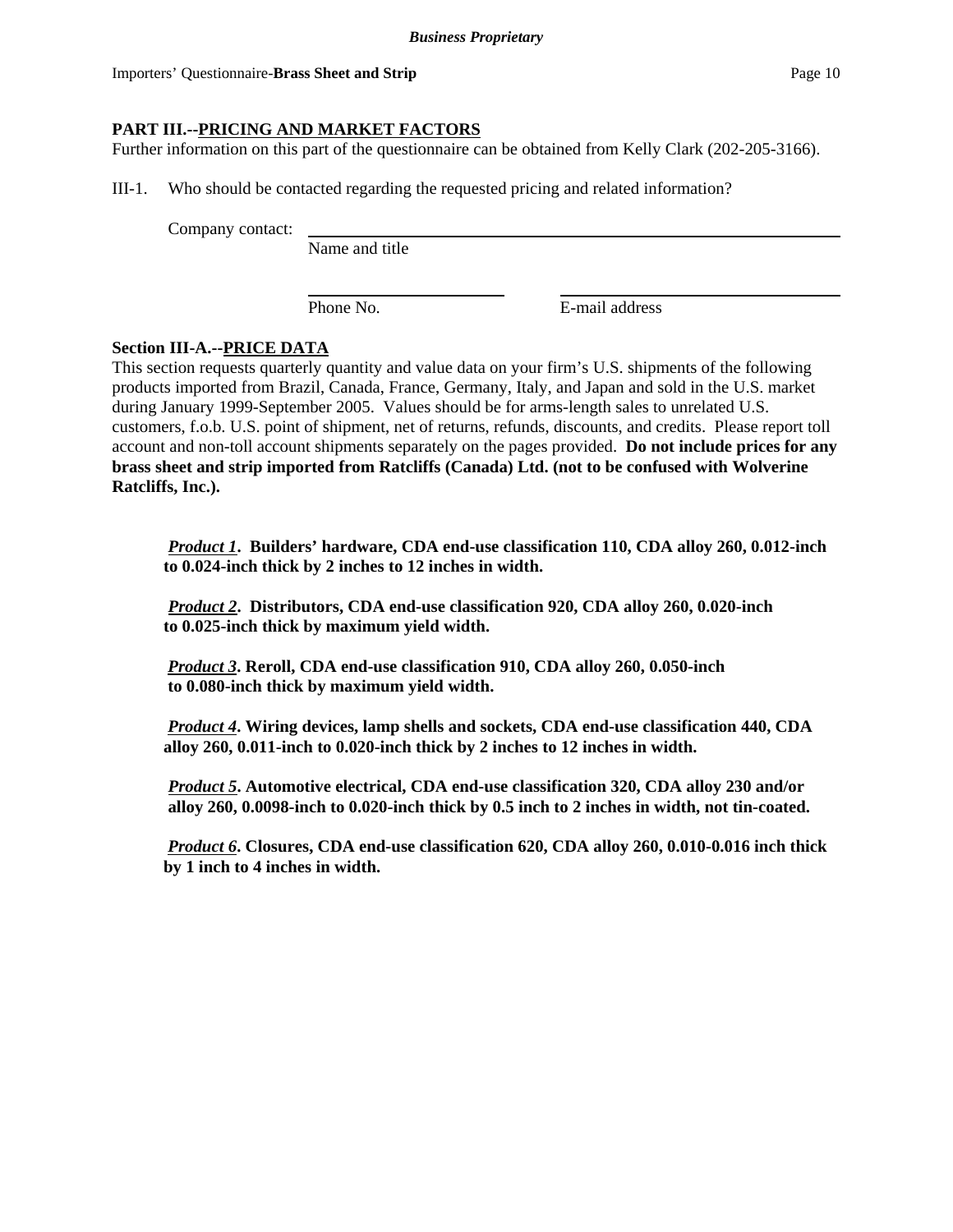## PART III.--PRICING AND MARKET FACTORS

Further information on this part of the questionnaire can be obtained from Kelly Clark (202-205-3166).

III-1. Who should be contacted regarding the requested pricing and related information?

Company contact: ______________________________________________
Name and title

______________________ ______________________________
Phone No. E-mail address

### Section III-A.--PRICE DATA

This section requests quarterly quantity and value data on your firm's U.S. shipments of the following products imported from Brazil, Canada, France, Germany, Italy, and Japan and sold in the U.S. market during January 1999-September 2005. Values should be for arms-length sales to unrelated U.S. customers, f.o.b. U.S. point of shipment, net of returns, refunds, discounts, and credits. Please report toll account and non-toll account shipments separately on the pages provided. **Do not include prices for any brass sheet and strip imported from Ratcliffs (Canada) Ltd. (not to be confused with Wolverine Ratcliffs, Inc.).**

***Product 1*. Builders' hardware, CDA end-use classification 110, CDA alloy 260, 0.012-inch to 0.024-inch thick by 2 inches to 12 inches in width.**

***Product 2*. Distributors, CDA end-use classification 920, CDA alloy 260, 0.020-inch to 0.025-inch thick by maximum yield width.**

***Product 3*. Reroll, CDA end-use classification 910, CDA alloy 260, 0.050-inch to 0.080-inch thick by maximum yield width.**

***Product 4*. Wiring devices, lamp shells and sockets, CDA end-use classification 440, CDA alloy 260, 0.011-inch to 0.020-inch thick by 2 inches to 12 inches in width.**

***Product 5*. Automotive electrical, CDA end-use classification 320, CDA alloy 230 and/or alloy 260, 0.0098-inch to 0.020-inch thick by 0.5 inch to 2 inches in width, not tin-coated.**

***Product 6*. Closures, CDA end-use classification 620, CDA alloy 260, 0.010-0.016 inch thick by 1 inch to 4 inches in width.**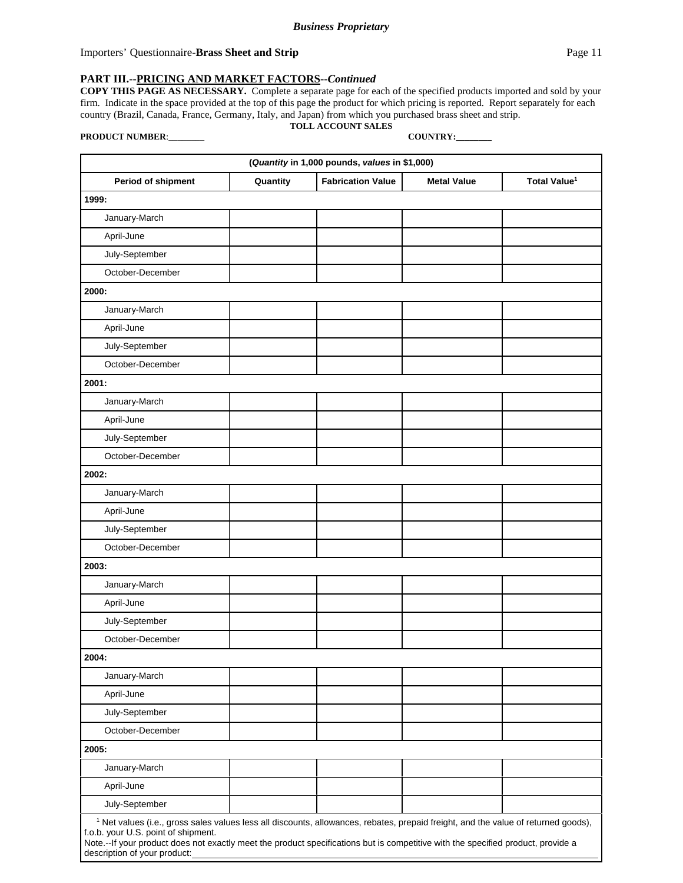**PART III.--PRICING AND MARKET FACTORS--*Continued***

**COPY THIS PAGE AS NECESSARY.** Complete a separate page for each of the specified products imported and sold by your firm. Indicate in the space provided at the top of this page the product for which pricing is reported. Report separately for each country (Brazil, Canada, France, Germany, Italy, and Japan) from which you purchased brass sheet and strip.

**TOLL ACCOUNT SALES**

**PRODUCT NUMBER**:________ **COUNTRY:________**

| (*Quantity* in 1,000 pounds, *values* in $1,000) | | | | |
|---|---|---|---|---|
| **Period of shipment** | **Quantity** | **Fabrication Value** | **Metal Value** | **Total Value**[1] |
| **1999:** | | | | |
| January-March | | | | |
| April-June | | | | |
| July-September | | | | |
| October-December | | | | |
| **2000:** | | | | |
| January-March | | | | |
| April-June | | | | |
| July-September | | | | |
| October-December | | | | |
| **2001:** | | | | |
| January-March | | | | |
| April-June | | | | |
| July-September | | | | |
| October-December | | | | |
| **2002:** | | | | |
| January-March | | | | |
| April-June | | | | |
| July-September | | | | |
| October-December | | | | |
| **2003:** | | | | |
| January-March | | | | |
| April-June | | | | |
| July-September | | | | |
| October-December | | | | |
| **2004:** | | | | |
| January-March | | | | |
| April-June | | | | |
| July-September | | | | |
| October-December | | | | |
| **2005:** | | | | |
| January-March | | | | |
| April-June | | | | |
| July-September | | | | |

[1] Net values (i.e., gross sales values less all discounts, allowances, rebates, prepaid freight, and the value of returned goods), f.o.b. your U.S. point of shipment.

Note.--If your product does not exactly meet the product specifications but is competitive with the specified product, provide a description of your product:____________________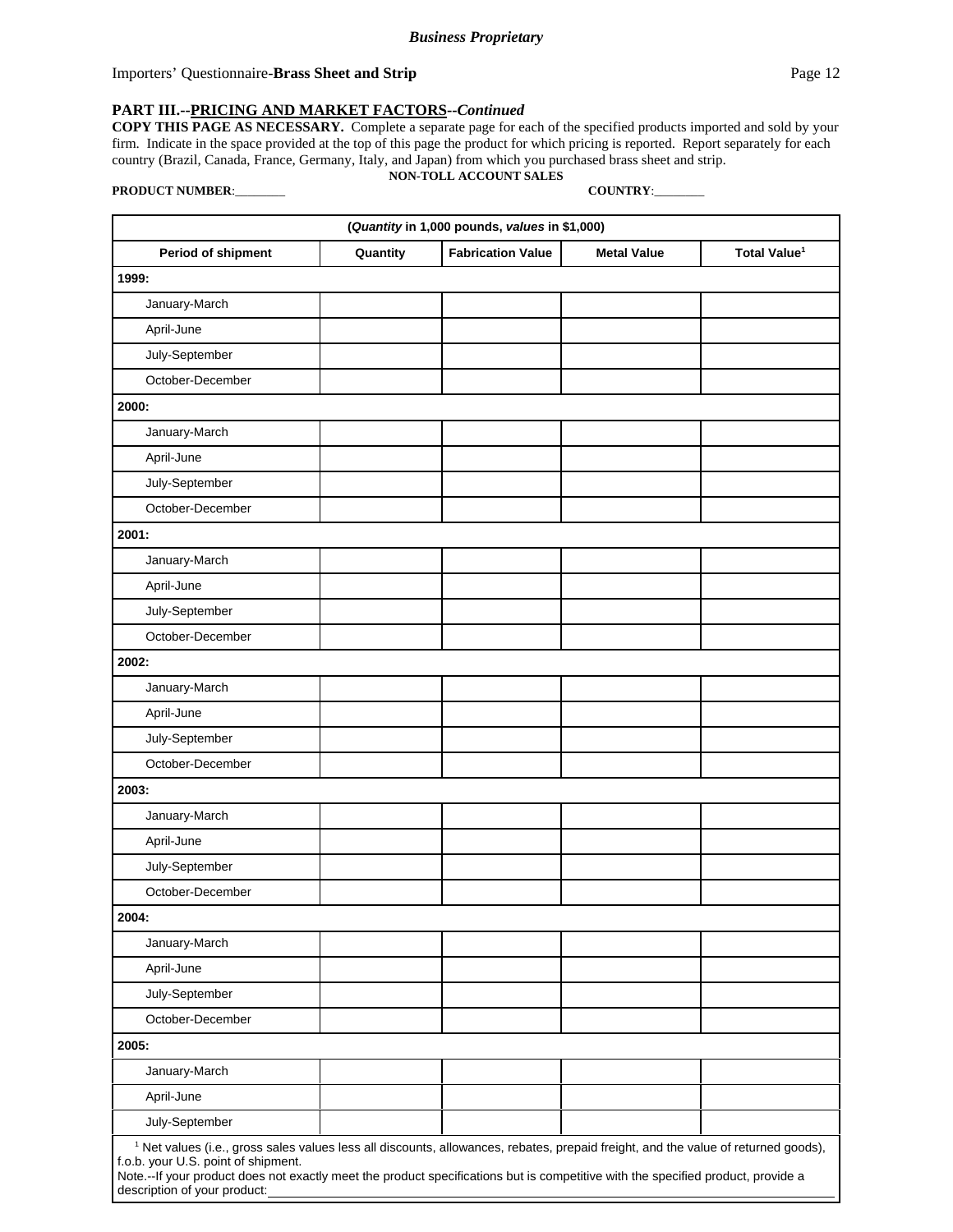**Business Proprietary**

Importers' Questionnaire-**Brass Sheet and Strip**

## PART III.--PRICING AND MARKET FACTORS--*Continued*

**COPY THIS PAGE AS NECESSARY.** Complete a separate page for each of the specified products imported and sold by your firm. Indicate in the space provided at the top of this page the product for which pricing is reported. Report separately for each country (Brazil, Canada, France, Germany, Italy, and Japan) from which you purchased brass sheet and strip.

**NON-TOLL ACCOUNT SALES**

**PRODUCT NUMBER**:________ **COUNTRY**:________

| (*Quantity* in 1,000 pounds, *values* in $1,000) | | | | |
|---|---|---|---|---|
| **Period of shipment** | **Quantity** | **Fabrication Value** | **Metal Value** | **Total Value**[1] |
| **1999:** | | | | |
| January-March | | | | |
| April-June | | | | |
| July-September | | | | |
| October-December | | | | |
| **2000:** | | | | |
| January-March | | | | |
| April-June | | | | |
| July-September | | | | |
| October-December | | | | |
| **2001:** | | | | |
| January-March | | | | |
| April-June | | | | |
| July-September | | | | |
| October-December | | | | |
| **2002:** | | | | |
| January-March | | | | |
| April-June | | | | |
| July-September | | | | |
| October-December | | | | |
| **2003:** | | | | |
| January-March | | | | |
| April-June | | | | |
| July-September | | | | |
| October-December | | | | |
| **2004:** | | | | |
| January-March | | | | |
| April-June | | | | |
| July-September | | | | |
| October-December | | | | |
| **2005:** | | | | |
| January-March | | | | |
| April-June | | | | |
| July-September | | | | |

[1] Net values (i.e., gross sales values less all discounts, allowances, rebates, prepaid freight, and the value of returned goods), f.o.b. your U.S. point of shipment.

Note.--If your product does not exactly meet the product specifications but is competitive with the specified product, provide a description of your product:________________________________________________________________________________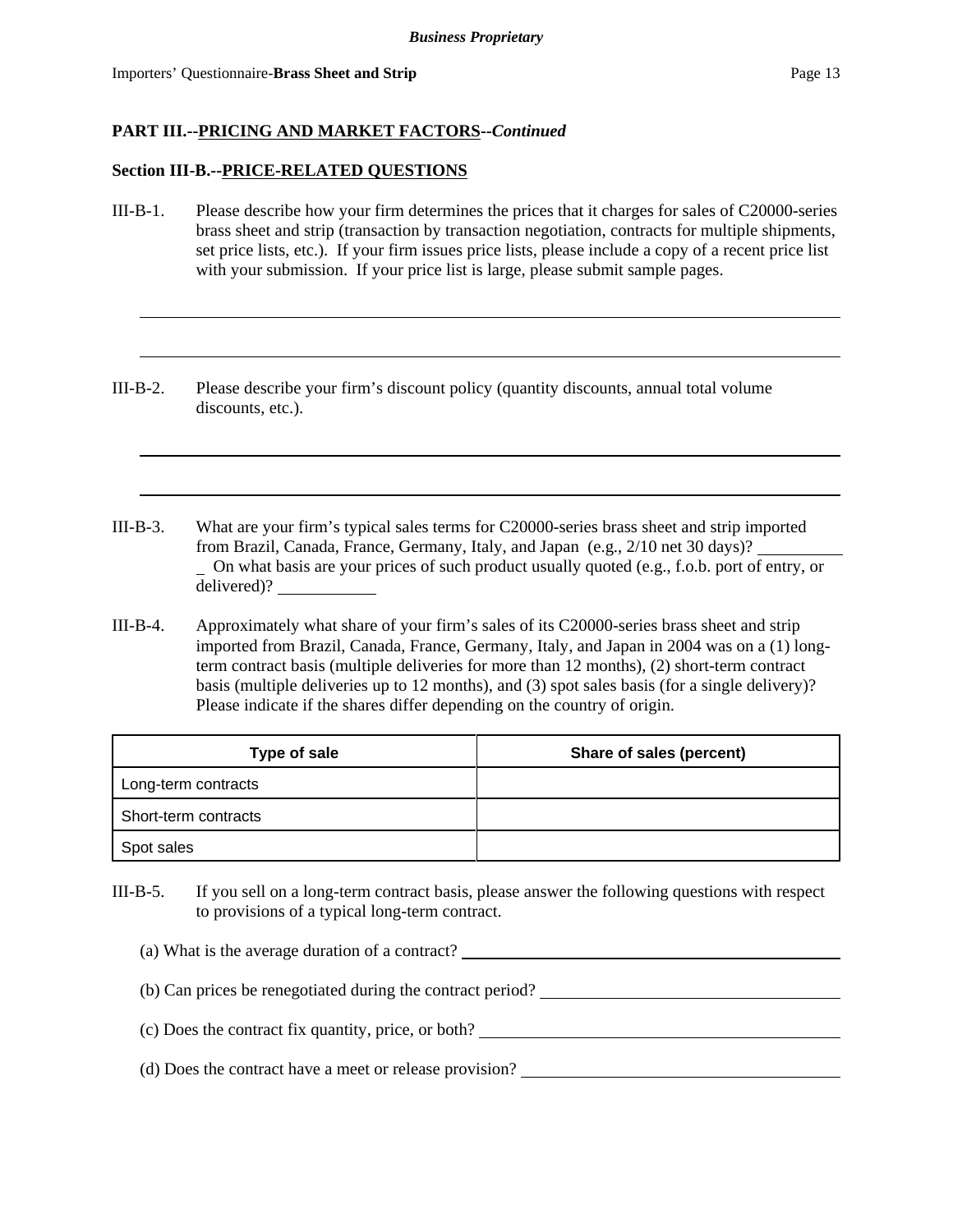**PART III.--PRICING AND MARKET FACTORS--*Continued***

**Section III-B.--PRICE-RELATED QUESTIONS**

III-B-1. Please describe how your firm determines the prices that it charges for sales of C20000-series brass sheet and strip (transaction by transaction negotiation, contracts for multiple shipments, set price lists, etc.). If your firm issues price lists, please include a copy of a recent price list with your submission. If your price list is large, please submit sample pages.

III-B-2. Please describe your firm's discount policy (quantity discounts, annual total volume discounts, etc.).

III-B-3. What are your firm's typical sales terms for C20000-series brass sheet and strip imported from Brazil, Canada, France, Germany, Italy, and Japan (e.g., 2/10 net 30 days)? ___ On what basis are your prices of such product usually quoted (e.g., f.o.b. port of entry, or delivered)? ___

III-B-4. Approximately what share of your firm's sales of its C20000-series brass sheet and strip imported from Brazil, Canada, France, Germany, Italy, and Japan in 2004 was on a (1) long-term contract basis (multiple deliveries for more than 12 months), (2) short-term contract basis (multiple deliveries up to 12 months), and (3) spot sales basis (for a single delivery)? Please indicate if the shares differ depending on the country of origin.

| Type of sale | Share of sales (percent) |
|---|---|
| Long-term contracts | |
| Short-term contracts | |
| Spot sales | |

III-B-5. If you sell on a long-term contract basis, please answer the following questions with respect to provisions of a typical long-term contract.

(a) What is the average duration of a contract? ___

(b) Can prices be renegotiated during the contract period? ___

(c) Does the contract fix quantity, price, or both? ___

(d) Does the contract have a meet or release provision? ___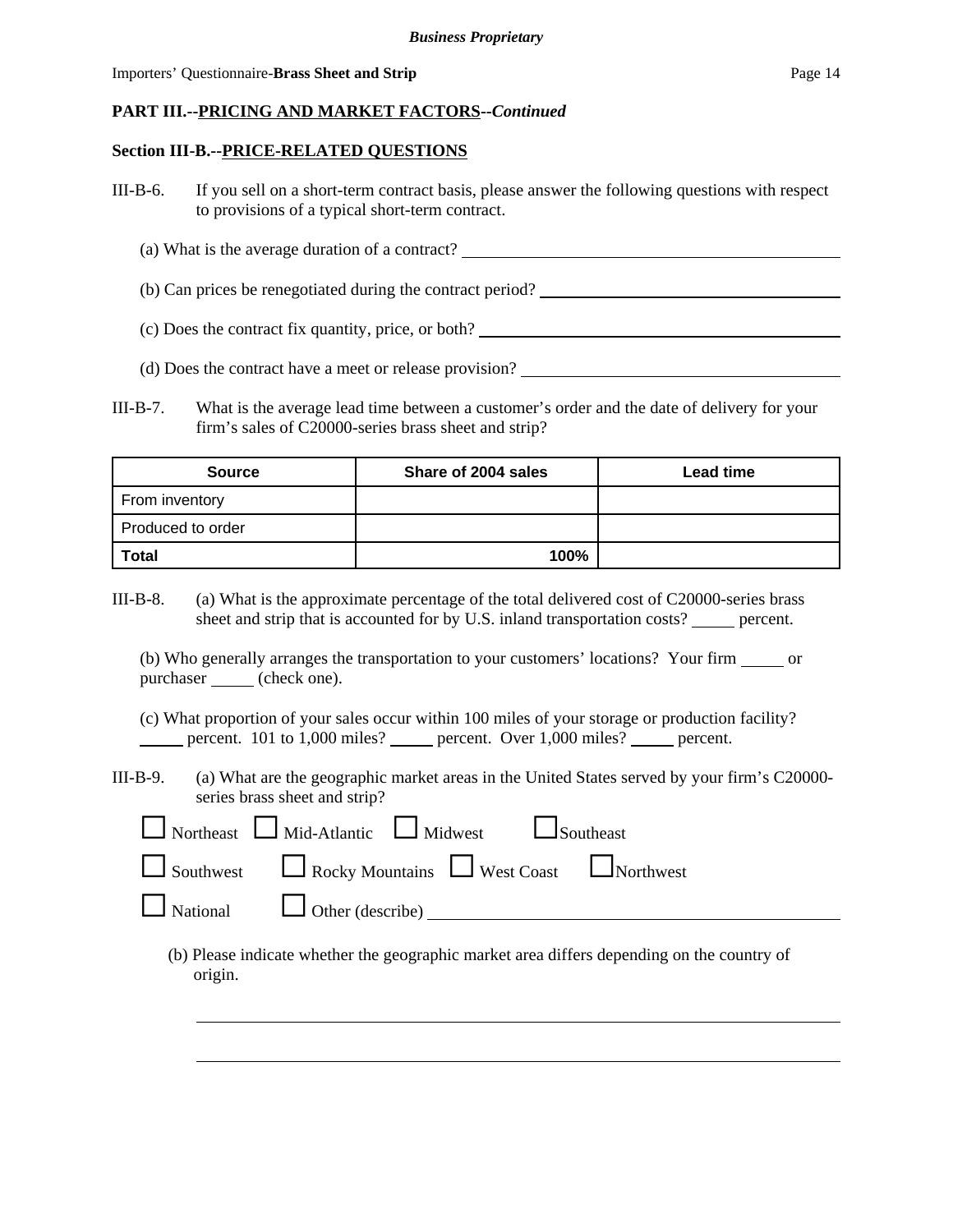**PART III.--PRICING AND MARKET FACTORS--*Continued***

**Section III-B.--PRICE-RELATED QUESTIONS**

III-B-6. If you sell on a short-term contract basis, please answer the following questions with respect to provisions of a typical short-term contract.

(a) What is the average duration of a contract? ______________________________

(b) Can prices be renegotiated during the contract period? ______________________________

(c) Does the contract fix quantity, price, or both? ______________________________

(d) Does the contract have a meet or release provision? ______________________________

III-B-7. What is the average lead time between a customer's order and the date of delivery for your firm's sales of C20000-series brass sheet and strip?

| Source | Share of 2004 sales | Lead time |
|---|---|---|
| From inventory | | |
| Produced to order | | |
| **Total** | **100%** | |

III-B-8. (a) What is the approximate percentage of the total delivered cost of C20000-series brass sheet and strip that is accounted for by U.S. inland transportation costs? _____ percent.

(b) Who generally arranges the transportation to your customers' locations? Your firm _____ or purchaser _____ (check one).

(c) What proportion of your sales occur within 100 miles of your storage or production facility? _____ percent. 101 to 1,000 miles? _____ percent. Over 1,000 miles? _____ percent.

III-B-9. (a) What are the geographic market areas in the United States served by your firm's C20000-series brass sheet and strip?

☐ Northeast ☐ Mid-Atlantic ☐ Midwest ☐ Southeast

☐ Southwest ☐ Rocky Mountains ☐ West Coast ☐ Northwest

☐ National ☐ Other (describe) ______________________________

(b) Please indicate whether the geographic market area differs depending on the country of origin.

______________________________

______________________________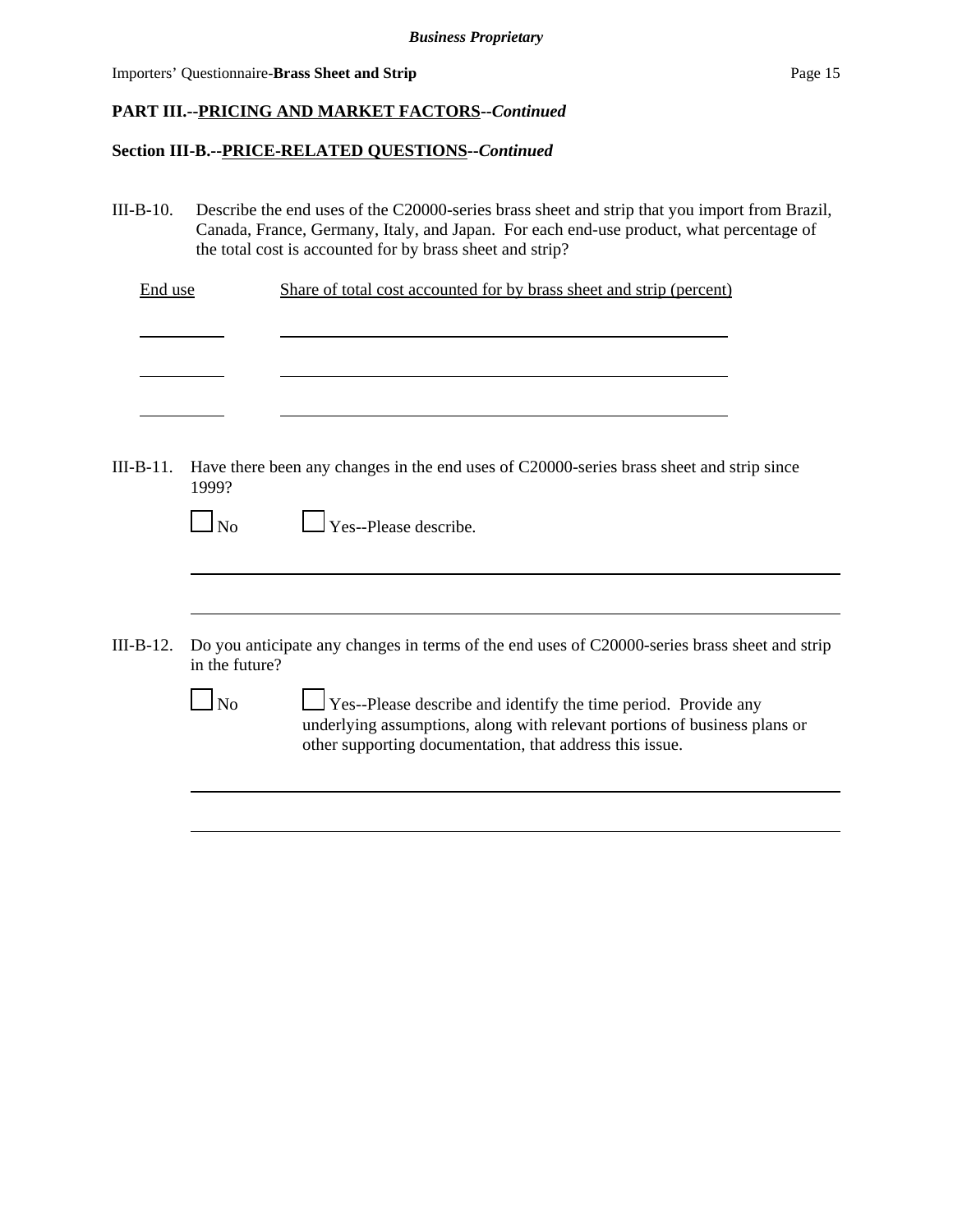**PART III.--PRICING AND MARKET FACTORS--*Continued***

**Section III-B.--PRICE-RELATED QUESTIONS--*Continued***

III-B-10. Describe the end uses of the C20000-series brass sheet and strip that you import from Brazil, Canada, France, Germany, Italy, and Japan. For each end-use product, what percentage of the total cost is accounted for by brass sheet and strip?

| End use | Share of total cost accounted for by brass sheet and strip (percent) |
|---|---|
| | |
| | |
| | |

III-B-11. Have there been any changes in the end uses of C20000-series brass sheet and strip since 1999?

☐ No ☐ Yes--Please describe.

\_\_\_\_\_\_\_\_\_\_\_\_\_\_\_\_\_\_\_\_\_\_\_\_\_\_\_\_\_\_\_\_\_\_\_\_\_\_\_\_\_\_\_\_\_\_\_\_\_\_\_\_\_\_\_\_

\_\_\_\_\_\_\_\_\_\_\_\_\_\_\_\_\_\_\_\_\_\_\_\_\_\_\_\_\_\_\_\_\_\_\_\_\_\_\_\_\_\_\_\_\_\_\_\_\_\_\_\_\_\_\_\_

III-B-12. Do you anticipate any changes in terms of the end uses of C20000-series brass sheet and strip in the future?

☐ No ☐ Yes--Please describe and identify the time period. Provide any underlying assumptions, along with relevant portions of business plans or other supporting documentation, that address this issue.

\_\_\_\_\_\_\_\_\_\_\_\_\_\_\_\_\_\_\_\_\_\_\_\_\_\_\_\_\_\_\_\_\_\_\_\_\_\_\_\_\_\_\_\_\_\_\_\_\_\_\_\_\_\_\_\_

\_\_\_\_\_\_\_\_\_\_\_\_\_\_\_\_\_\_\_\_\_\_\_\_\_\_\_\_\_\_\_\_\_\_\_\_\_\_\_\_\_\_\_\_\_\_\_\_\_\_\_\_\_\_\_\_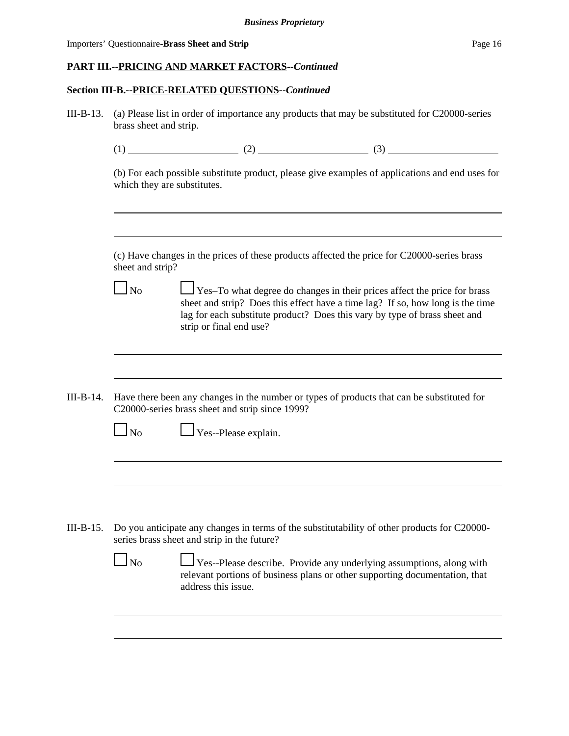**PART III.--PRICING AND MARKET FACTORS--*Continued***

**Section III-B.--PRICE-RELATED QUESTIONS--*Continued***

III-B-13. (a) Please list in order of importance any products that may be substituted for C20000-series brass sheet and strip.

(1) ____________________ (2) ____________________ (3) ____________________

(b) For each possible substitute product, please give examples of applications and end uses for which they are substitutes.

______________________________________________________________________

______________________________________________________________________

(c) Have changes in the prices of these products affected the price for C20000-series brass sheet and strip?

☐ No ☐ Yes–To what degree do changes in their prices affect the price for brass sheet and strip? Does this effect have a time lag? If so, how long is the time lag for each substitute product? Does this vary by type of brass sheet and strip or final end use?

______________________________________________________________________

______________________________________________________________________

III-B-14. Have there been any changes in the number or types of products that can be substituted for C20000-series brass sheet and strip since 1999?

☐ No ☐ Yes--Please explain.

______________________________________________________________________

______________________________________________________________________

III-B-15. Do you anticipate any changes in terms of the substitutability of other products for C20000-series brass sheet and strip in the future?

☐ No ☐ Yes--Please describe. Provide any underlying assumptions, along with relevant portions of business plans or other supporting documentation, that address this issue.

______________________________________________________________________

______________________________________________________________________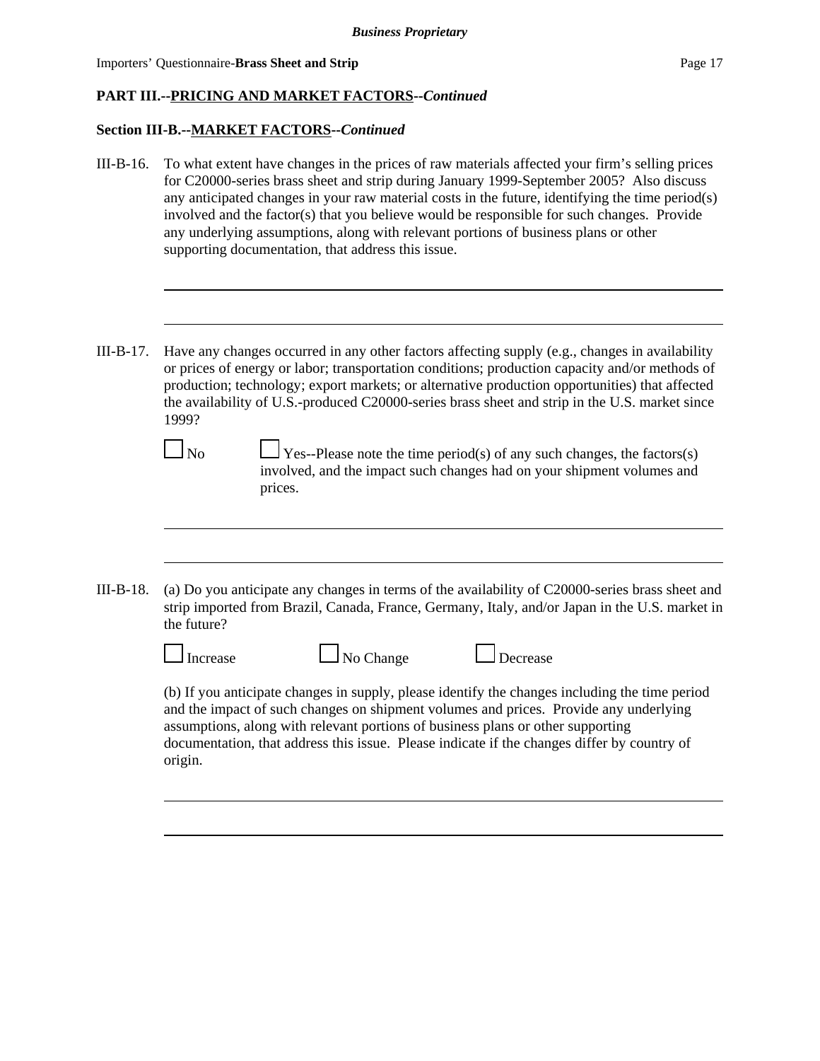**PART III.--PRICING AND MARKET FACTORS--*Continued***

**Section III-B.--MARKET FACTORS--*Continued***

III-B-16. To what extent have changes in the prices of raw materials affected your firm's selling prices for C20000-series brass sheet and strip during January 1999-September 2005? Also discuss any anticipated changes in your raw material costs in the future, identifying the time period(s) involved and the factor(s) that you believe would be responsible for such changes. Provide any underlying assumptions, along with relevant portions of business plans or other supporting documentation, that address this issue.

\_\_\_\_\_\_\_\_\_\_\_\_\_\_\_\_\_\_\_\_\_\_\_\_\_\_\_\_\_\_\_\_\_\_\_\_\_\_\_\_\_\_\_\_\_\_\_\_\_\_\_\_\_\_\_\_\_\_\_\_

\_\_\_\_\_\_\_\_\_\_\_\_\_\_\_\_\_\_\_\_\_\_\_\_\_\_\_\_\_\_\_\_\_\_\_\_\_\_\_\_\_\_\_\_\_\_\_\_\_\_\_\_\_\_\_\_\_\_\_\_

III-B-17. Have any changes occurred in any other factors affecting supply (e.g., changes in availability or prices of energy or labor; transportation conditions; production capacity and/or methods of production; technology; export markets; or alternative production opportunities) that affected the availability of U.S.-produced C20000-series brass sheet and strip in the U.S. market since 1999?

☐ No ☐ Yes--Please note the time period(s) of any such changes, the factors(s) involved, and the impact such changes had on your shipment volumes and prices.

\_\_\_\_\_\_\_\_\_\_\_\_\_\_\_\_\_\_\_\_\_\_\_\_\_\_\_\_\_\_\_\_\_\_\_\_\_\_\_\_\_\_\_\_\_\_\_\_\_\_\_\_\_\_\_\_\_\_\_\_

\_\_\_\_\_\_\_\_\_\_\_\_\_\_\_\_\_\_\_\_\_\_\_\_\_\_\_\_\_\_\_\_\_\_\_\_\_\_\_\_\_\_\_\_\_\_\_\_\_\_\_\_\_\_\_\_\_\_\_\_

III-B-18. (a) Do you anticipate any changes in terms of the availability of C20000-series brass sheet and strip imported from Brazil, Canada, France, Germany, Italy, and/or Japan in the U.S. market in the future?

☐ Increase ☐ No Change ☐ Decrease

(b) If you anticipate changes in supply, please identify the changes including the time period and the impact of such changes on shipment volumes and prices. Provide any underlying assumptions, along with relevant portions of business plans or other supporting documentation, that address this issue. Please indicate if the changes differ by country of origin.

\_\_\_\_\_\_\_\_\_\_\_\_\_\_\_\_\_\_\_\_\_\_\_\_\_\_\_\_\_\_\_\_\_\_\_\_\_\_\_\_\_\_\_\_\_\_\_\_\_\_\_\_\_\_\_\_\_\_\_\_

\_\_\_\_\_\_\_\_\_\_\_\_\_\_\_\_\_\_\_\_\_\_\_\_\_\_\_\_\_\_\_\_\_\_\_\_\_\_\_\_\_\_\_\_\_\_\_\_\_\_\_\_\_\_\_\_\_\_\_\_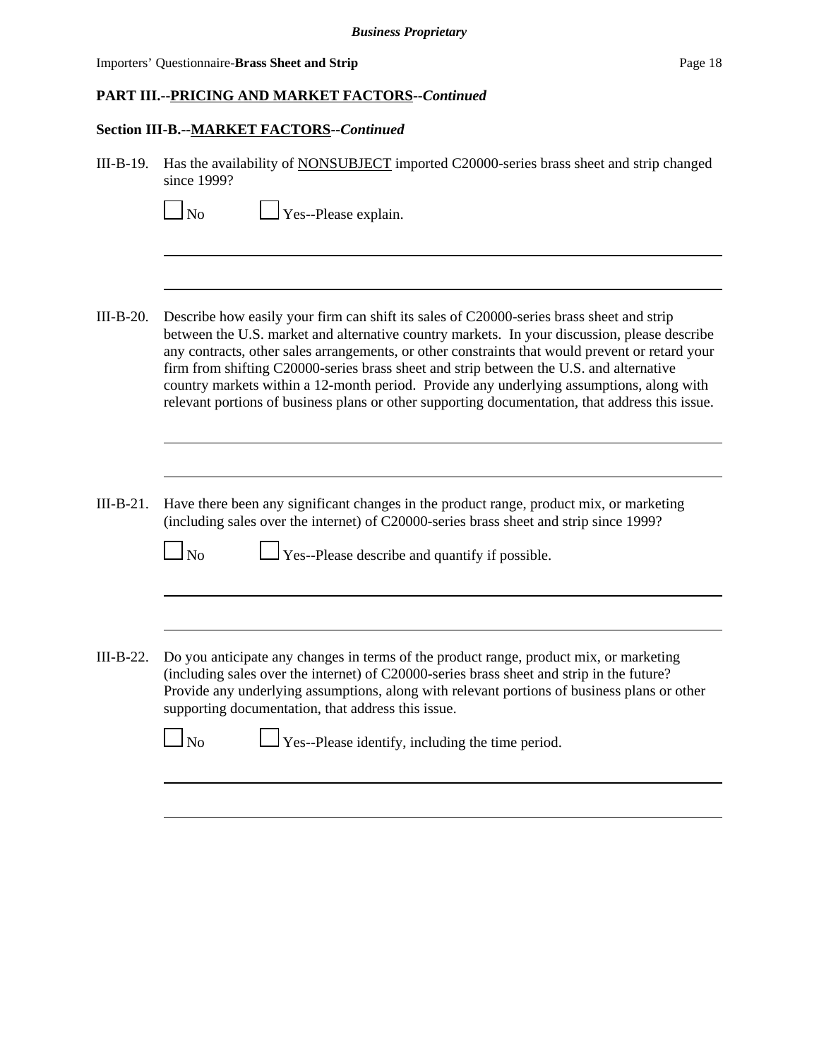**PART III.--PRICING AND MARKET FACTORS--*Continued***

**Section III-B.--MARKET FACTORS--*Continued***

III-B-19. Has the availability of NONSUBJECT imported C20000-series brass sheet and strip changed since 1999?

☐ No ☐ Yes--Please explain.

III-B-20. Describe how easily your firm can shift its sales of C20000-series brass sheet and strip between the U.S. market and alternative country markets. In your discussion, please describe any contracts, other sales arrangements, or other constraints that would prevent or retard your firm from shifting C20000-series brass sheet and strip between the U.S. and alternative country markets within a 12-month period. Provide any underlying assumptions, along with relevant portions of business plans or other supporting documentation, that address this issue.

III-B-21. Have there been any significant changes in the product range, product mix, or marketing (including sales over the internet) of C20000-series brass sheet and strip since 1999?

☐ No ☐ Yes--Please describe and quantify if possible.

III-B-22. Do you anticipate any changes in terms of the product range, product mix, or marketing (including sales over the internet) of C20000-series brass sheet and strip in the future? Provide any underlying assumptions, along with relevant portions of business plans or other supporting documentation, that address this issue.

☐ No ☐ Yes--Please identify, including the time period.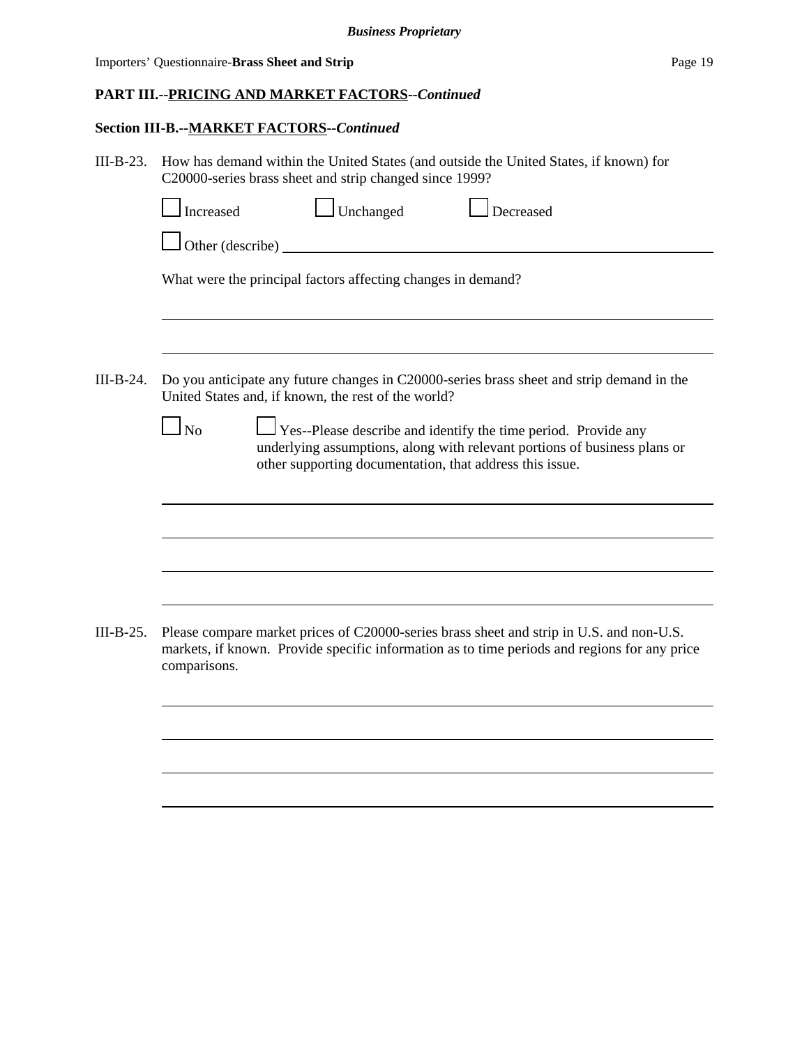**PART III.--PRICING AND MARKET FACTORS--*Continued***

**Section III-B.--MARKET FACTORS--*Continued***

III-B-23. How has demand within the United States (and outside the United States, if known) for C20000-series brass sheet and strip changed since 1999?

☐ Increased ☐ Unchanged ☐ Decreased

☐ Other (describe) \_\_\_\_\_\_\_\_\_\_\_\_\_\_\_\_\_\_\_\_\_\_\_\_\_\_\_\_\_\_\_\_\_\_\_\_\_\_\_\_

What were the principal factors affecting changes in demand?

\_\_\_\_\_\_\_\_\_\_\_\_\_\_\_\_\_\_\_\_\_\_\_\_\_\_\_\_\_\_\_\_\_\_\_\_\_\_\_\_\_\_\_\_\_\_\_\_\_\_\_\_\_\_\_\_

\_\_\_\_\_\_\_\_\_\_\_\_\_\_\_\_\_\_\_\_\_\_\_\_\_\_\_\_\_\_\_\_\_\_\_\_\_\_\_\_\_\_\_\_\_\_\_\_\_\_\_\_\_\_\_\_

III-B-24. Do you anticipate any future changes in C20000-series brass sheet and strip demand in the United States and, if known, the rest of the world?

☐ No ☐ Yes--Please describe and identify the time period. Provide any underlying assumptions, along with relevant portions of business plans or other supporting documentation, that address this issue.

\_\_\_\_\_\_\_\_\_\_\_\_\_\_\_\_\_\_\_\_\_\_\_\_\_\_\_\_\_\_\_\_\_\_\_\_\_\_\_\_\_\_\_\_\_\_\_\_\_\_\_\_\_\_\_\_

\_\_\_\_\_\_\_\_\_\_\_\_\_\_\_\_\_\_\_\_\_\_\_\_\_\_\_\_\_\_\_\_\_\_\_\_\_\_\_\_\_\_\_\_\_\_\_\_\_\_\_\_\_\_\_\_

\_\_\_\_\_\_\_\_\_\_\_\_\_\_\_\_\_\_\_\_\_\_\_\_\_\_\_\_\_\_\_\_\_\_\_\_\_\_\_\_\_\_\_\_\_\_\_\_\_\_\_\_\_\_\_\_

\_\_\_\_\_\_\_\_\_\_\_\_\_\_\_\_\_\_\_\_\_\_\_\_\_\_\_\_\_\_\_\_\_\_\_\_\_\_\_\_\_\_\_\_\_\_\_\_\_\_\_\_\_\_\_\_

III-B-25. Please compare market prices of C20000-series brass sheet and strip in U.S. and non-U.S. markets, if known. Provide specific information as to time periods and regions for any price comparisons.

\_\_\_\_\_\_\_\_\_\_\_\_\_\_\_\_\_\_\_\_\_\_\_\_\_\_\_\_\_\_\_\_\_\_\_\_\_\_\_\_\_\_\_\_\_\_\_\_\_\_\_\_\_\_\_\_

\_\_\_\_\_\_\_\_\_\_\_\_\_\_\_\_\_\_\_\_\_\_\_\_\_\_\_\_\_\_\_\_\_\_\_\_\_\_\_\_\_\_\_\_\_\_\_\_\_\_\_\_\_\_\_\_

\_\_\_\_\_\_\_\_\_\_\_\_\_\_\_\_\_\_\_\_\_\_\_\_\_\_\_\_\_\_\_\_\_\_\_\_\_\_\_\_\_\_\_\_\_\_\_\_\_\_\_\_\_\_\_\_

\_\_\_\_\_\_\_\_\_\_\_\_\_\_\_\_\_\_\_\_\_\_\_\_\_\_\_\_\_\_\_\_\_\_\_\_\_\_\_\_\_\_\_\_\_\_\_\_\_\_\_\_\_\_\_\_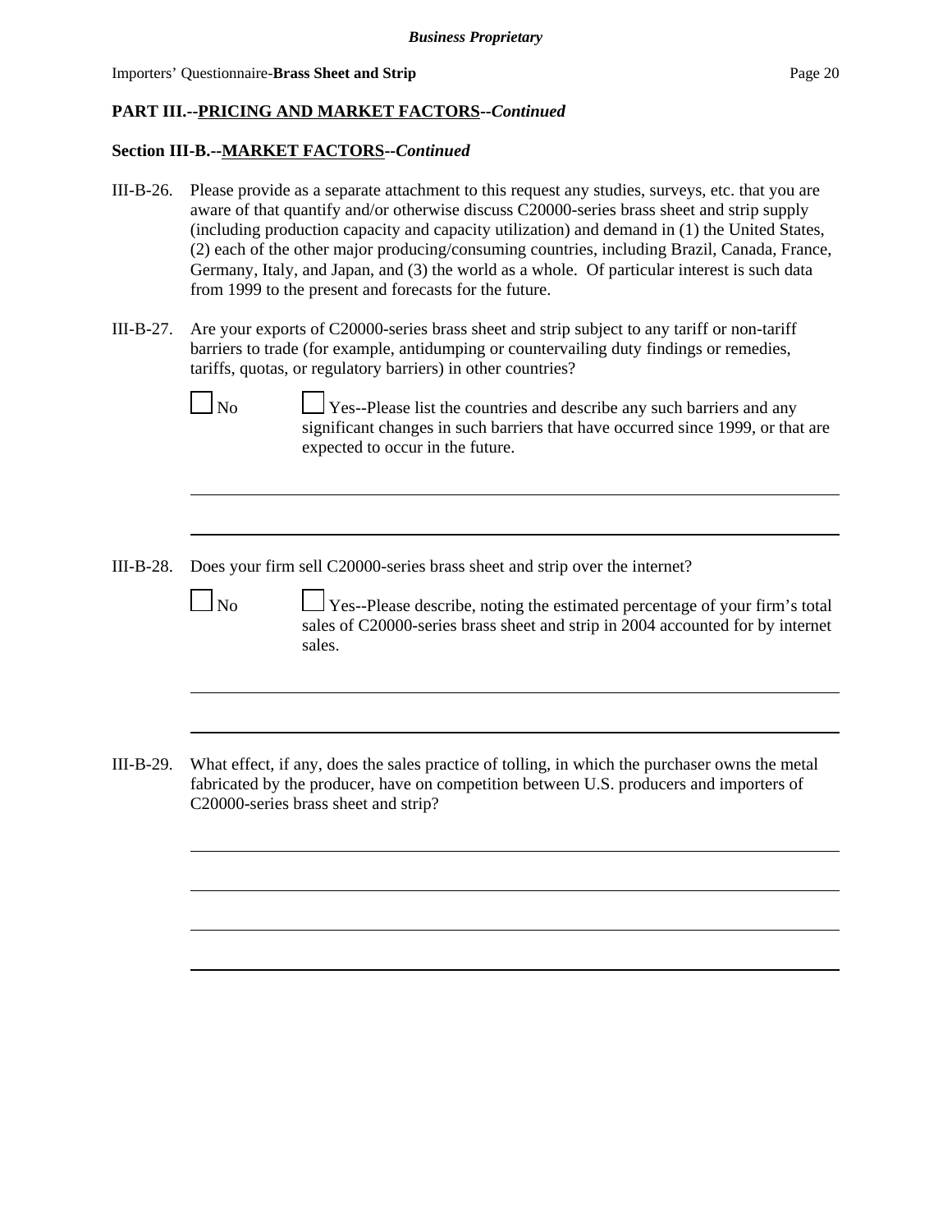## PART III.--PRICING AND MARKET FACTORS--*Continued*

### Section III-B.--MARKET FACTORS--*Continued*

III-B-26. Please provide as a separate attachment to this request any studies, surveys, etc. that you are aware of that quantify and/or otherwise discuss C20000-series brass sheet and strip supply (including production capacity and capacity utilization) and demand in (1) the United States, (2) each of the other major producing/consuming countries, including Brazil, Canada, France, Germany, Italy, and Japan, and (3) the world as a whole. Of particular interest is such data from 1999 to the present and forecasts for the future.

III-B-27. Are your exports of C20000-series brass sheet and strip subject to any tariff or non-tariff barriers to trade (for example, antidumping or countervailing duty findings or remedies, tariffs, quotas, or regulatory barriers) in other countries?

☐ No ☐ Yes--Please list the countries and describe any such barriers and any significant changes in such barriers that have occurred since 1999, or that are expected to occur in the future.

______________________________________________________________________________

______________________________________________________________________________

III-B-28. Does your firm sell C20000-series brass sheet and strip over the internet?

☐ No ☐ Yes--Please describe, noting the estimated percentage of your firm's total sales of C20000-series brass sheet and strip in 2004 accounted for by internet sales.

______________________________________________________________________________

______________________________________________________________________________

III-B-29. What effect, if any, does the sales practice of tolling, in which the purchaser owns the metal fabricated by the producer, have on competition between U.S. producers and importers of C20000-series brass sheet and strip?

______________________________________________________________________________

______________________________________________________________________________

______________________________________________________________________________

______________________________________________________________________________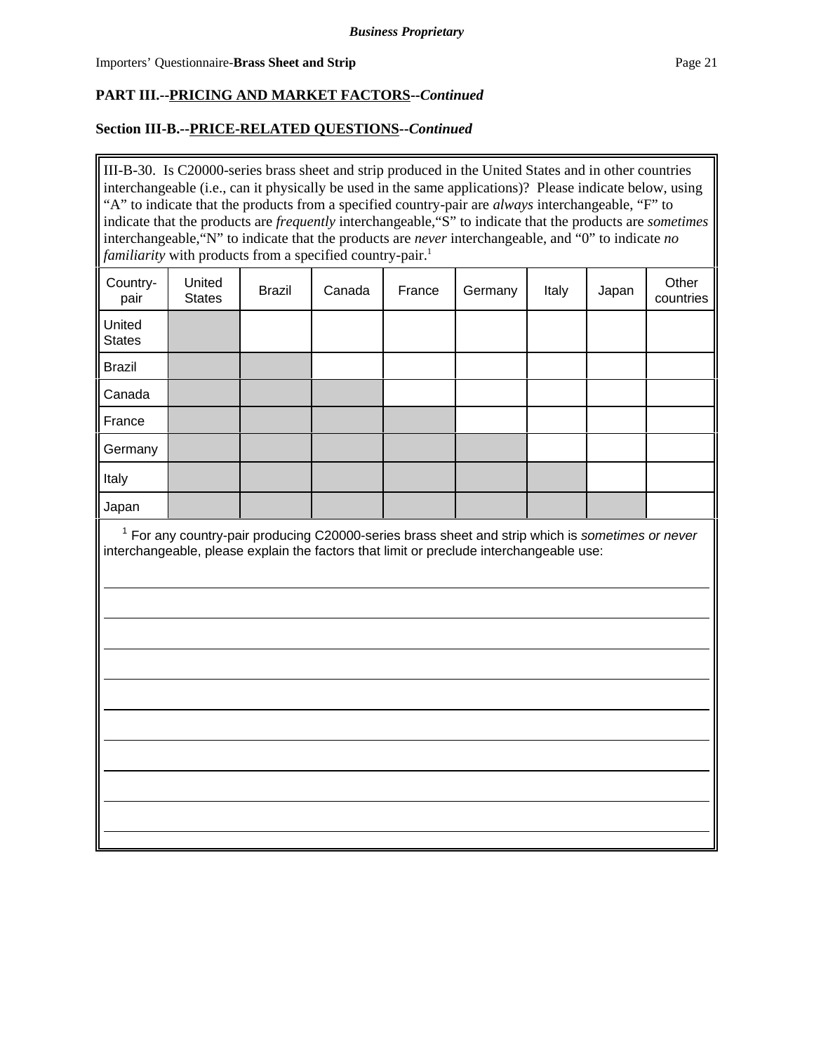**Business Proprietary**

**PART III.--PRICING AND MARKET FACTORS--*Continued***

**Section III-B.--PRICE-RELATED QUESTIONS--*Continued***

III-B-30. Is C20000-series brass sheet and strip produced in the United States and in other countries interchangeable (i.e., can it physically be used in the same applications)? Please indicate below, using "A" to indicate that the products from a specified country-pair are *always* interchangeable, "F" to indicate that the products are *frequently* interchangeable, "S" to indicate that the products are *sometimes* interchangeable, "N" to indicate that the products are *never* interchangeable, and "0" to indicate *no familiarity* with products from a specified country-pair.[1]

| Country-pair | United States | Brazil | Canada | France | Germany | Italy | Japan | Other countries |
|---|---|---|---|---|---|---|---|---|
| United States | | | | | | | | |
| Brazil | | | | | | | | |
| Canada | | | | | | | | |
| France | | | | | | | | |
| Germany | | | | | | | | |
| Italy | | | | | | | | |
| Japan | | | | | | | | |

[1] For any country-pair producing C20000-series brass sheet and strip which is *sometimes or never* interchangeable, please explain the factors that limit or preclude interchangeable use:

______________________________________________________________________

______________________________________________________________________

______________________________________________________________________

______________________________________________________________________

______________________________________________________________________

______________________________________________________________________

______________________________________________________________________

______________________________________________________________________

______________________________________________________________________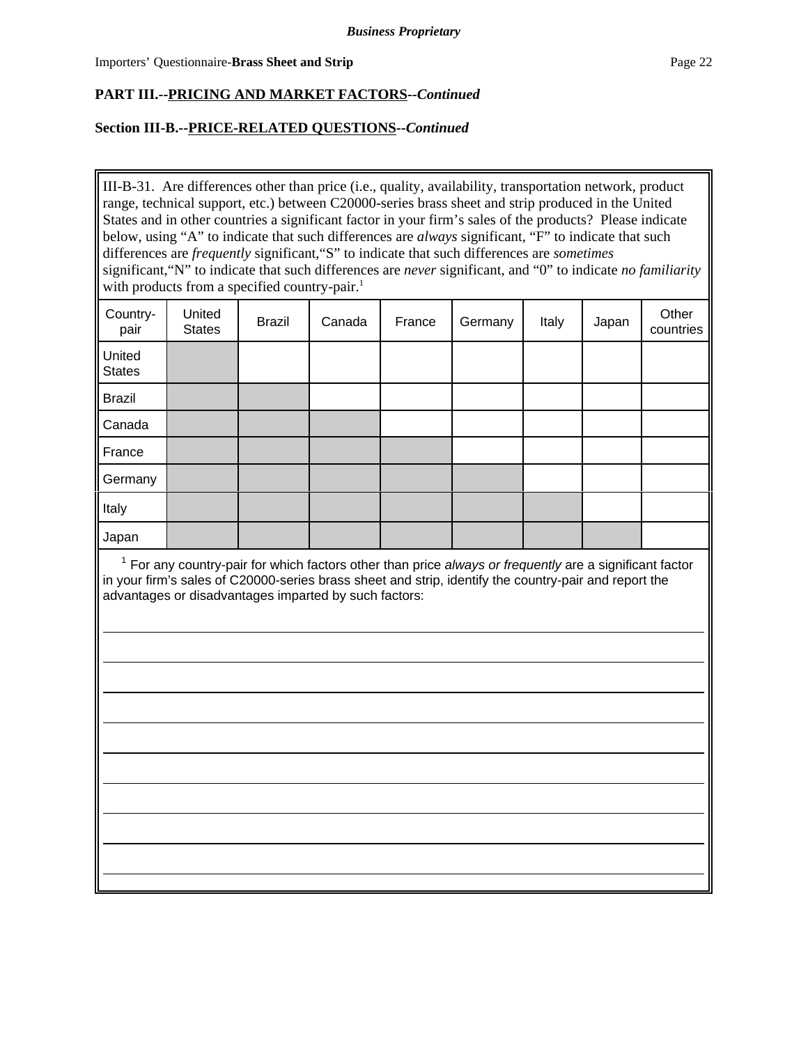**Business Proprietary**

Importers' Questionnaire-**Brass Sheet and Strip**

**PART III.--PRICING AND MARKET FACTORS--*Continued***

**Section III-B.--PRICE-RELATED QUESTIONS--*Continued***

III-B-31. Are differences other than price (i.e., quality, availability, transportation network, product range, technical support, etc.) between C20000-series brass sheet and strip produced in the United States and in other countries a significant factor in your firm's sales of the products? Please indicate below, using "A" to indicate that such differences are *always* significant, "F" to indicate that such differences are *frequently* significant,"S" to indicate that such differences are *sometimes* significant,"N" to indicate that such differences are *never* significant, and "0" to indicate *no familiarity* with products from a specified country-pair.[1]

| Country-pair | United States | Brazil | Canada | France | Germany | Italy | Japan | Other countries |
|---|---|---|---|---|---|---|---|---|
| United States | | | | | | | | |
| Brazil | | | | | | | | |
| Canada | | | | | | | | |
| France | | | | | | | | |
| Germany | | | | | | | | |
| Italy | | | | | | | | |
| Japan | | | | | | | | |

[1] For any country-pair for which factors other than price *always or frequently* are a significant factor in your firm's sales of C20000-series brass sheet and strip, identify the country-pair and report the advantages or disadvantages imparted by such factors: